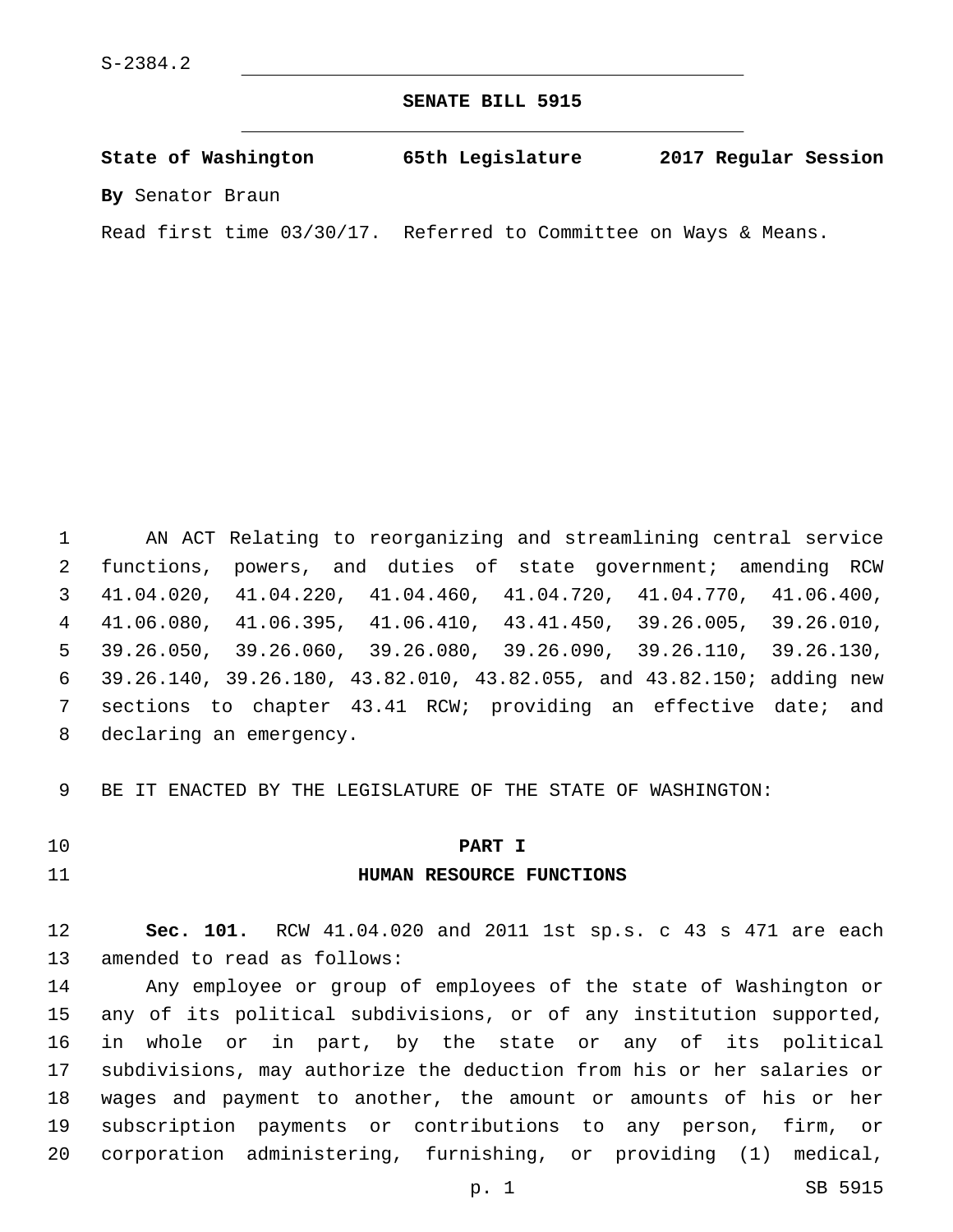S-2384.2

# SENATE BILL 5915

**State of Washington 65th Legislature 2017 Regular Session**

**By** Senator Braun

Read first time 03/30/17. Referred to Committee on Ways & Means.

AN ACT Relating to reorganizing and streamlining central service functions, powers, and duties of state government; amending RCW 41.04.020, 41.04.220, 41.04.460, 41.04.720, 41.04.770, 41.06.400, 41.06.080, 41.06.395, 41.06.410, 43.41.450, 39.26.005, 39.26.010, 39.26.050, 39.26.060, 39.26.080, 39.26.090, 39.26.110, 39.26.130, 39.26.140, 39.26.180, 43.82.010, 43.82.055, and 43.82.150; adding new sections to chapter 43.41 RCW; providing an effective date; and declaring an emergency.

BE IT ENACTED BY THE LEGISLATURE OF THE STATE OF WASHINGTON:

## PART I
## HUMAN RESOURCE FUNCTIONS

**Sec. 101.** RCW 41.04.020 and 2011 1st sp.s. c 43 s 471 are each amended to read as follows:

Any employee or group of employees of the state of Washington or any of its political subdivisions, or of any institution supported, in whole or in part, by the state or any of its political subdivisions, may authorize the deduction from his or her salaries or wages and payment to another, the amount or amounts of his or her subscription payments or contributions to any person, firm, or corporation administering, furnishing, or providing (1) medical,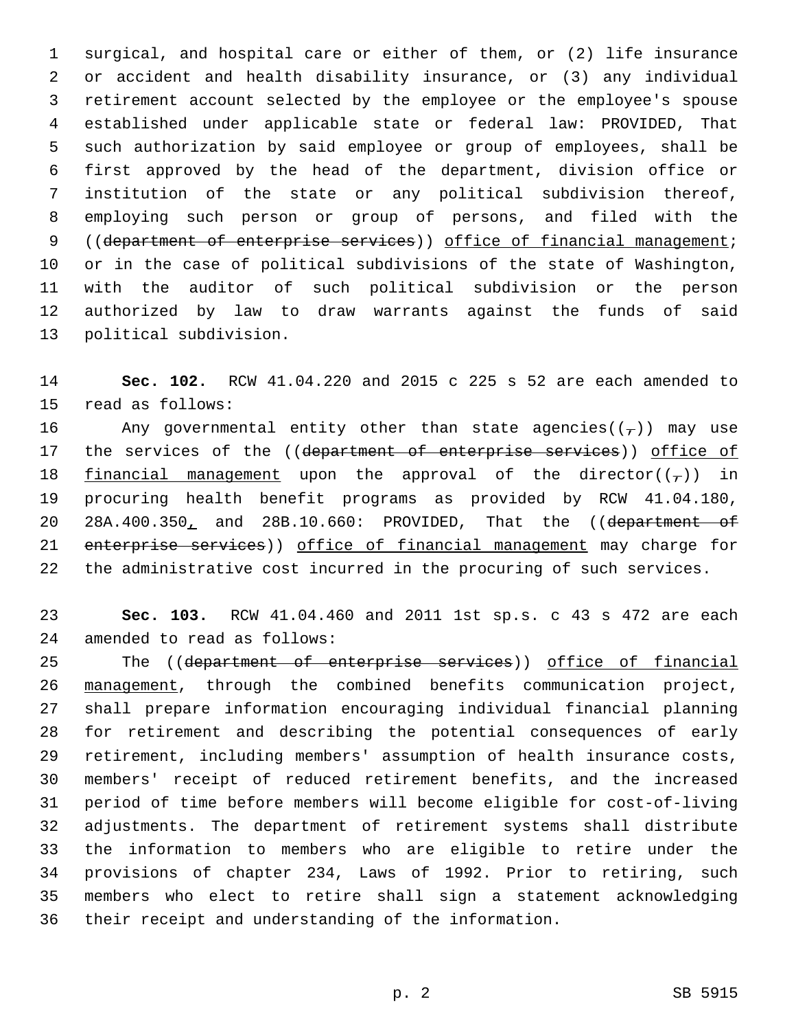surgical, and hospital care or either of them, or (2) life insurance or accident and health disability insurance, or (3) any individual retirement account selected by the employee or the employee's spouse established under applicable state or federal law: PROVIDED, That such authorization by said employee or group of employees, shall be first approved by the head of the department, division office or institution of the state or any political subdivision thereof, employing such person or group of persons, and filed with the ((~~department of enterprise services~~)) office of financial management; or in the case of political subdivisions of the state of Washington, with the auditor of such political subdivision or the person authorized by law to draw warrants against the funds of said political subdivision.

**Sec. 102.** RCW 41.04.220 and 2015 c 225 s 52 are each amended to read as follows:

Any governmental entity other than state agencies((~~,~~)) may use the services of the ((~~department of enterprise services~~)) office of financial management upon the approval of the director((~~,~~)) in procuring health benefit programs as provided by RCW 41.04.180, 28A.400.350, and 28B.10.660: PROVIDED, That the ((~~department of enterprise services~~)) office of financial management may charge for the administrative cost incurred in the procuring of such services.

**Sec. 103.** RCW 41.04.460 and 2011 1st sp.s. c 43 s 472 are each amended to read as follows:

The ((~~department of enterprise services~~)) office of financial management, through the combined benefits communication project, shall prepare information encouraging individual financial planning for retirement and describing the potential consequences of early retirement, including members' assumption of health insurance costs, members' receipt of reduced retirement benefits, and the increased period of time before members will become eligible for cost-of-living adjustments. The department of retirement systems shall distribute the information to members who are eligible to retire under the provisions of chapter 234, Laws of 1992. Prior to retiring, such members who elect to retire shall sign a statement acknowledging their receipt and understanding of the information.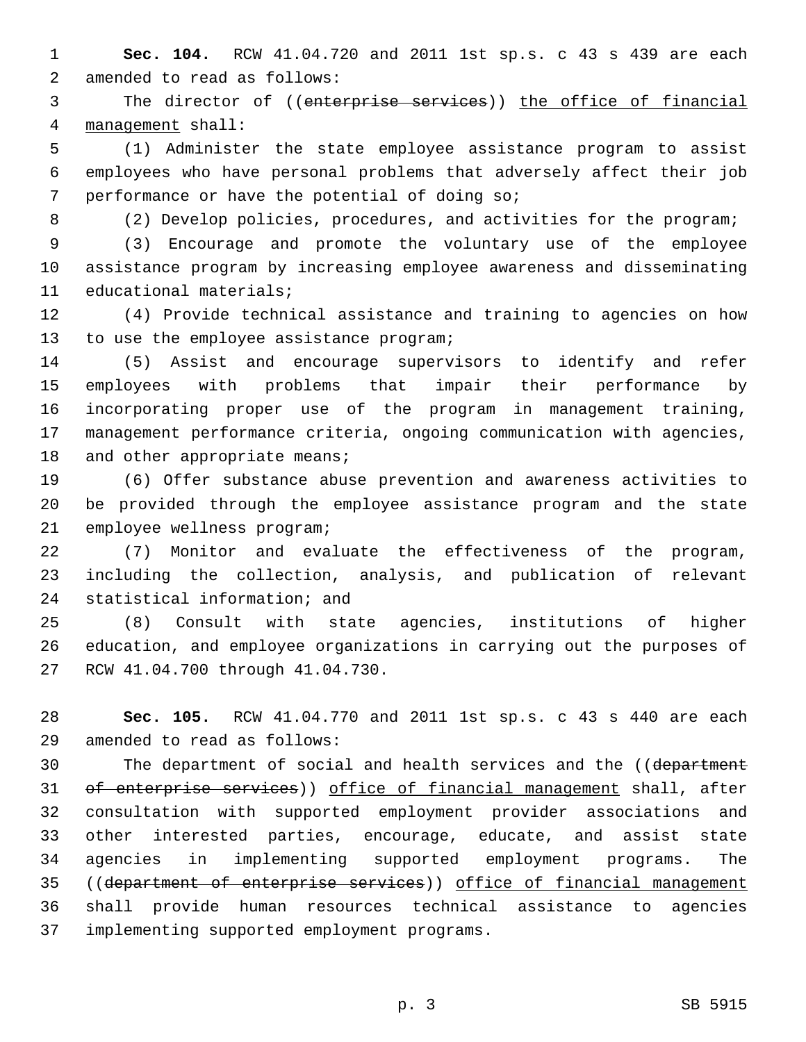**Sec. 104.** RCW 41.04.720 and 2011 1st sp.s. c 43 s 439 are each amended to read as follows:

The director of ((~~enterprise services~~)) <u>the office of financial management</u> shall:

(1) Administer the state employee assistance program to assist employees who have personal problems that adversely affect their job performance or have the potential of doing so;

(2) Develop policies, procedures, and activities for the program;

(3) Encourage and promote the voluntary use of the employee assistance program by increasing employee awareness and disseminating educational materials;

(4) Provide technical assistance and training to agencies on how to use the employee assistance program;

(5) Assist and encourage supervisors to identify and refer employees with problems that impair their performance by incorporating proper use of the program in management training, management performance criteria, ongoing communication with agencies, and other appropriate means;

(6) Offer substance abuse prevention and awareness activities to be provided through the employee assistance program and the state employee wellness program;

(7) Monitor and evaluate the effectiveness of the program, including the collection, analysis, and publication of relevant statistical information; and

(8) Consult with state agencies, institutions of higher education, and employee organizations in carrying out the purposes of RCW 41.04.700 through 41.04.730.

**Sec. 105.** RCW 41.04.770 and 2011 1st sp.s. c 43 s 440 are each amended to read as follows:

The department of social and health services and the ((~~department of enterprise services~~)) <u>office of financial management</u> shall, after consultation with supported employment provider associations and other interested parties, encourage, educate, and assist state agencies in implementing supported employment programs. The ((~~department of enterprise services~~)) <u>office of financial management</u> shall provide human resources technical assistance to agencies implementing supported employment programs.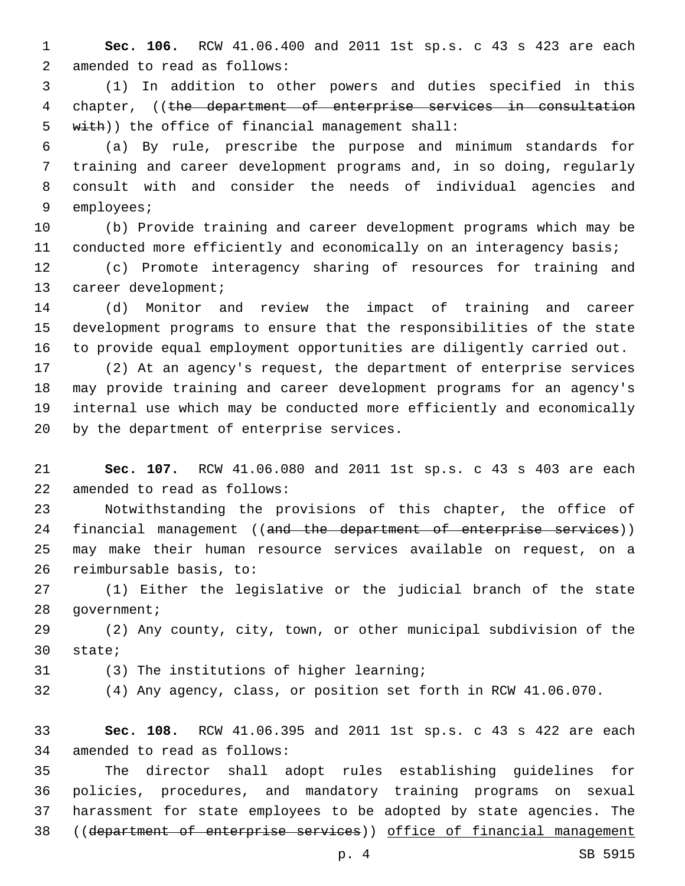**Sec. 106.** RCW 41.06.400 and 2011 1st sp.s. c 43 s 423 are each amended to read as follows:

(1) In addition to other powers and duties specified in this chapter, ((~~the department of enterprise services in consultation with~~)) the office of financial management shall:

(a) By rule, prescribe the purpose and minimum standards for training and career development programs and, in so doing, regularly consult with and consider the needs of individual agencies and employees;

(b) Provide training and career development programs which may be conducted more efficiently and economically on an interagency basis;

(c) Promote interagency sharing of resources for training and career development;

(d) Monitor and review the impact of training and career development programs to ensure that the responsibilities of the state to provide equal employment opportunities are diligently carried out.

(2) At an agency's request, the department of enterprise services may provide training and career development programs for an agency's internal use which may be conducted more efficiently and economically by the department of enterprise services.

**Sec. 107.** RCW 41.06.080 and 2011 1st sp.s. c 43 s 403 are each amended to read as follows:

Notwithstanding the provisions of this chapter, the office of financial management ((~~and the department of enterprise services~~)) may make their human resource services available on request, on a reimbursable basis, to:

(1) Either the legislative or the judicial branch of the state government;

(2) Any county, city, town, or other municipal subdivision of the state;

(3) The institutions of higher learning;

(4) Any agency, class, or position set forth in RCW 41.06.070.

**Sec. 108.** RCW 41.06.395 and 2011 1st sp.s. c 43 s 422 are each amended to read as follows:

The director shall adopt rules establishing guidelines for policies, procedures, and mandatory training programs on sexual harassment for state employees to be adopted by state agencies. The ((~~department of enterprise services~~)) <u>office of financial management</u>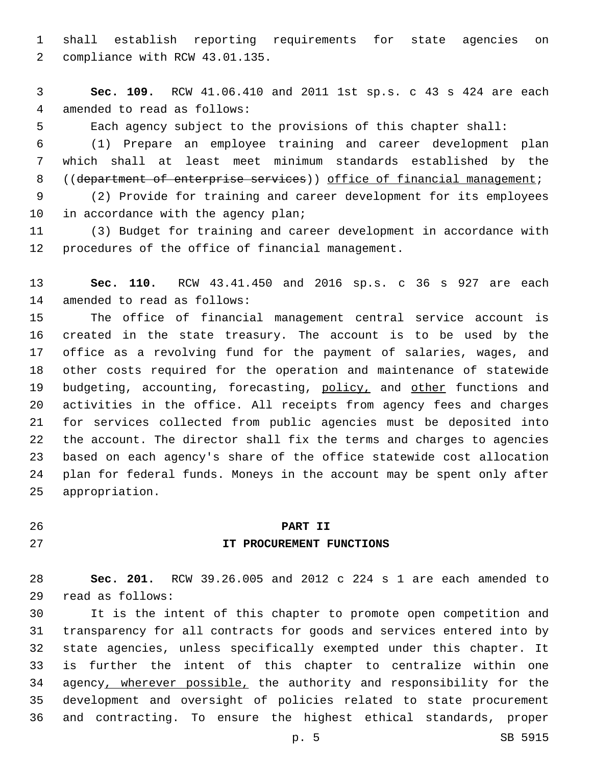shall establish reporting requirements for state agencies on compliance with RCW 43.01.135.

**Sec. 109.** RCW 41.06.410 and 2011 1st sp.s. c 43 s 424 are each amended to read as follows:

Each agency subject to the provisions of this chapter shall:

(1) Prepare an employee training and career development plan which shall at least meet minimum standards established by the ((~~department of enterprise services~~)) <u>office of financial management</u>;

(2) Provide for training and career development for its employees in accordance with the agency plan;

(3) Budget for training and career development in accordance with procedures of the office of financial management.

**Sec. 110.** RCW 43.41.450 and 2016 sp.s. c 36 s 927 are each amended to read as follows:

The office of financial management central service account is created in the state treasury. The account is to be used by the office as a revolving fund for the payment of salaries, wages, and other costs required for the operation and maintenance of statewide budgeting, accounting, forecasting, <u>policy,</u> and <u>other</u> functions and activities in the office. All receipts from agency fees and charges for services collected from public agencies must be deposited into the account. The director shall fix the terms and charges to agencies based on each agency's share of the office statewide cost allocation plan for federal funds. Moneys in the account may be spent only after appropriation.

## PART II
## IT PROCUREMENT FUNCTIONS

**Sec. 201.** RCW 39.26.005 and 2012 c 224 s 1 are each amended to read as follows:

It is the intent of this chapter to promote open competition and transparency for all contracts for goods and services entered into by state agencies, unless specifically exempted under this chapter. It is further the intent of this chapter to centralize within one agency<u>, wherever possible,</u> the authority and responsibility for the development and oversight of policies related to state procurement and contracting. To ensure the highest ethical standards, proper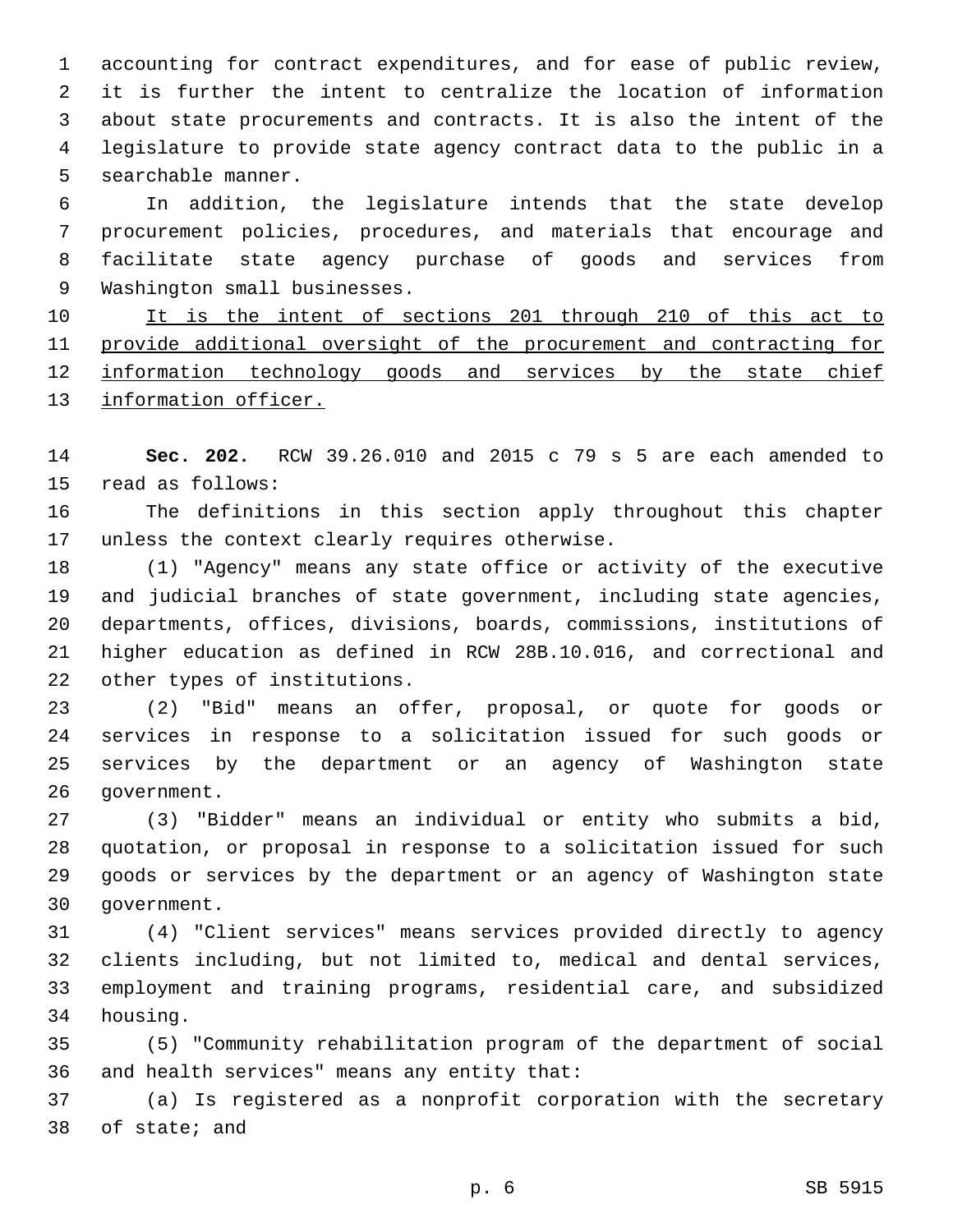accounting for contract expenditures, and for ease of public review, it is further the intent to centralize the location of information about state procurements and contracts. It is also the intent of the legislature to provide state agency contract data to the public in a searchable manner.

In addition, the legislature intends that the state develop procurement policies, procedures, and materials that encourage and facilitate state agency purchase of goods and services from Washington small businesses.

<u>It is the intent of sections 201 through 210 of this act to provide additional oversight of the procurement and contracting for information technology goods and services by the state chief information officer.</u>

**Sec. 202.** RCW 39.26.010 and 2015 c 79 s 5 are each amended to read as follows:

The definitions in this section apply throughout this chapter unless the context clearly requires otherwise.

(1) "Agency" means any state office or activity of the executive and judicial branches of state government, including state agencies, departments, offices, divisions, boards, commissions, institutions of higher education as defined in RCW 28B.10.016, and correctional and other types of institutions.

(2) "Bid" means an offer, proposal, or quote for goods or services in response to a solicitation issued for such goods or services by the department or an agency of Washington state government.

(3) "Bidder" means an individual or entity who submits a bid, quotation, or proposal in response to a solicitation issued for such goods or services by the department or an agency of Washington state government.

(4) "Client services" means services provided directly to agency clients including, but not limited to, medical and dental services, employment and training programs, residential care, and subsidized housing.

(5) "Community rehabilitation program of the department of social and health services" means any entity that:

(a) Is registered as a nonprofit corporation with the secretary of state; and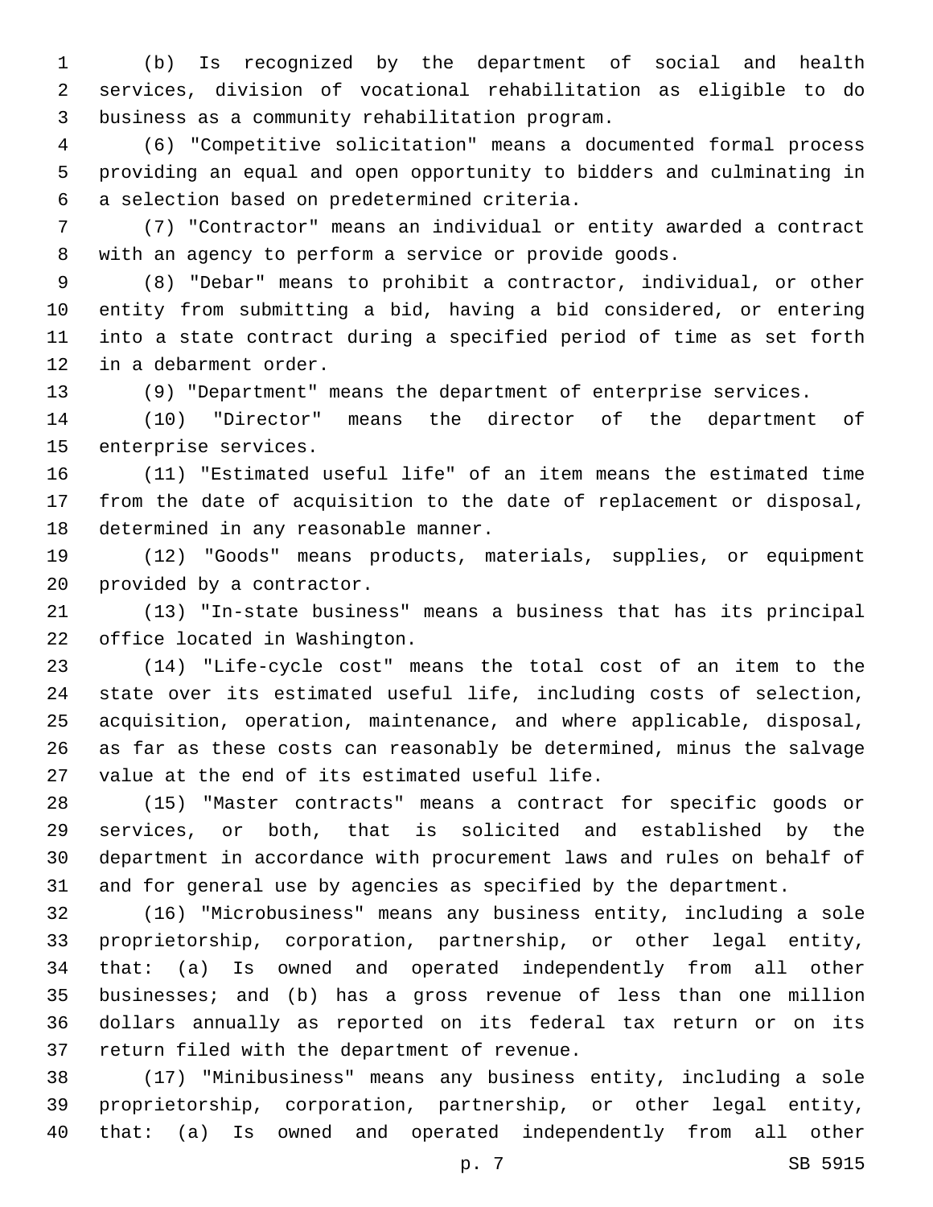(b) Is recognized by the department of social and health services, division of vocational rehabilitation as eligible to do business as a community rehabilitation program.

(6) "Competitive solicitation" means a documented formal process providing an equal and open opportunity to bidders and culminating in a selection based on predetermined criteria.

(7) "Contractor" means an individual or entity awarded a contract with an agency to perform a service or provide goods.

(8) "Debar" means to prohibit a contractor, individual, or other entity from submitting a bid, having a bid considered, or entering into a state contract during a specified period of time as set forth in a debarment order.

(9) "Department" means the department of enterprise services.

(10) "Director" means the director of the department of enterprise services.

(11) "Estimated useful life" of an item means the estimated time from the date of acquisition to the date of replacement or disposal, determined in any reasonable manner.

(12) "Goods" means products, materials, supplies, or equipment provided by a contractor.

(13) "In-state business" means a business that has its principal office located in Washington.

(14) "Life-cycle cost" means the total cost of an item to the state over its estimated useful life, including costs of selection, acquisition, operation, maintenance, and where applicable, disposal, as far as these costs can reasonably be determined, minus the salvage value at the end of its estimated useful life.

(15) "Master contracts" means a contract for specific goods or services, or both, that is solicited and established by the department in accordance with procurement laws and rules on behalf of and for general use by agencies as specified by the department.

(16) "Microbusiness" means any business entity, including a sole proprietorship, corporation, partnership, or other legal entity, that: (a) Is owned and operated independently from all other businesses; and (b) has a gross revenue of less than one million dollars annually as reported on its federal tax return or on its return filed with the department of revenue.

(17) "Minibusiness" means any business entity, including a sole proprietorship, corporation, partnership, or other legal entity, that: (a) Is owned and operated independently from all other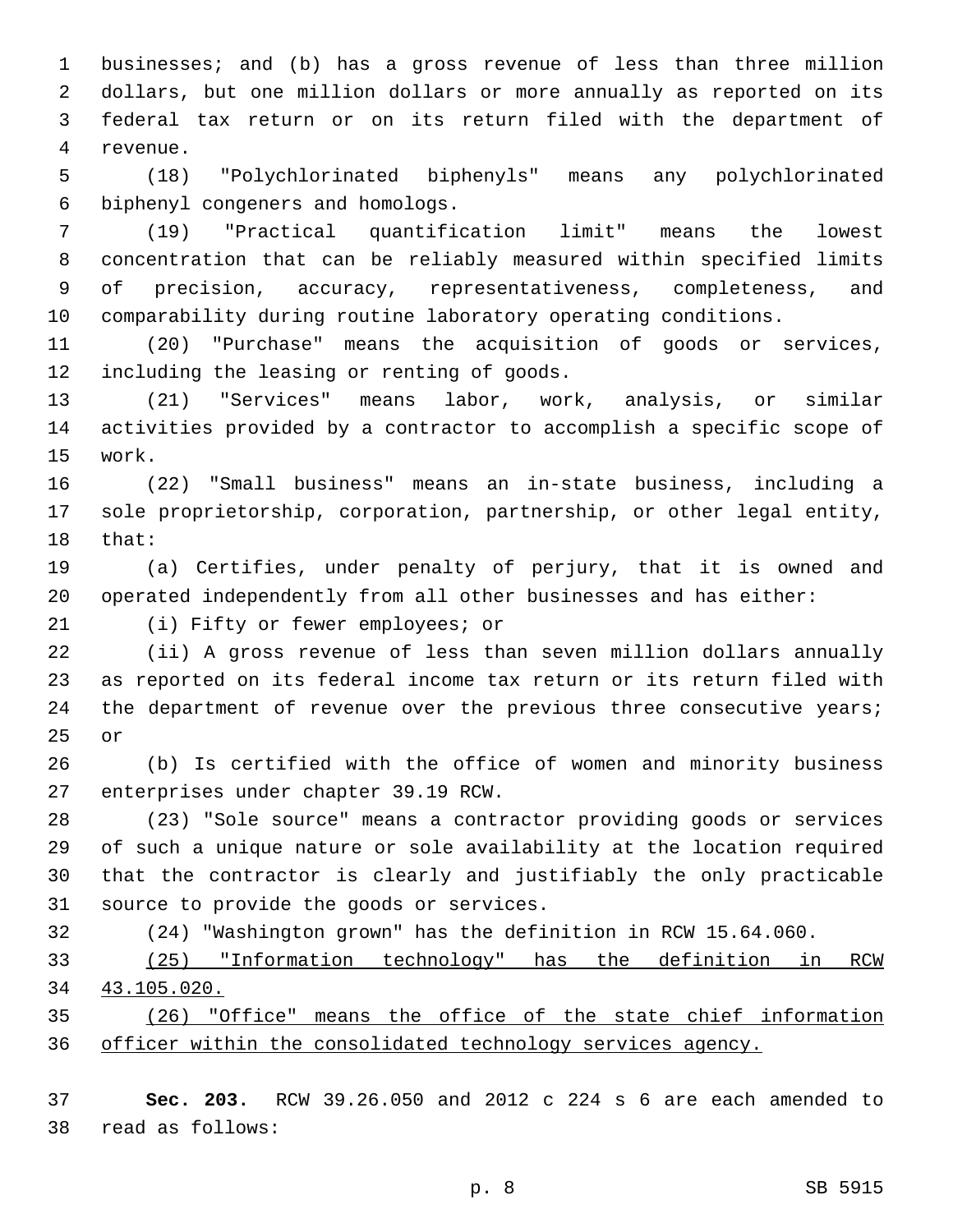businesses; and (b) has a gross revenue of less than three million dollars, but one million dollars or more annually as reported on its federal tax return or on its return filed with the department of revenue.

(18) "Polychlorinated biphenyls" means any polychlorinated biphenyl congeners and homologs.

(19) "Practical quantification limit" means the lowest concentration that can be reliably measured within specified limits of precision, accuracy, representativeness, completeness, and comparability during routine laboratory operating conditions.

(20) "Purchase" means the acquisition of goods or services, including the leasing or renting of goods.

(21) "Services" means labor, work, analysis, or similar activities provided by a contractor to accomplish a specific scope of work.

(22) "Small business" means an in-state business, including a sole proprietorship, corporation, partnership, or other legal entity, that:

(a) Certifies, under penalty of perjury, that it is owned and operated independently from all other businesses and has either:

(i) Fifty or fewer employees; or

(ii) A gross revenue of less than seven million dollars annually as reported on its federal income tax return or its return filed with the department of revenue over the previous three consecutive years; or

(b) Is certified with the office of women and minority business enterprises under chapter 39.19 RCW.

(23) "Sole source" means a contractor providing goods or services of such a unique nature or sole availability at the location required that the contractor is clearly and justifiably the only practicable source to provide the goods or services.

(24) "Washington grown" has the definition in RCW 15.64.060.

<u>(25) "Information technology" has the definition in RCW 43.105.020.</u>

<u>(26) "Office" means the office of the state chief information officer within the consolidated technology services agency.</u>

**Sec. 203.** RCW 39.26.050 and 2012 c 224 s 6 are each amended to read as follows: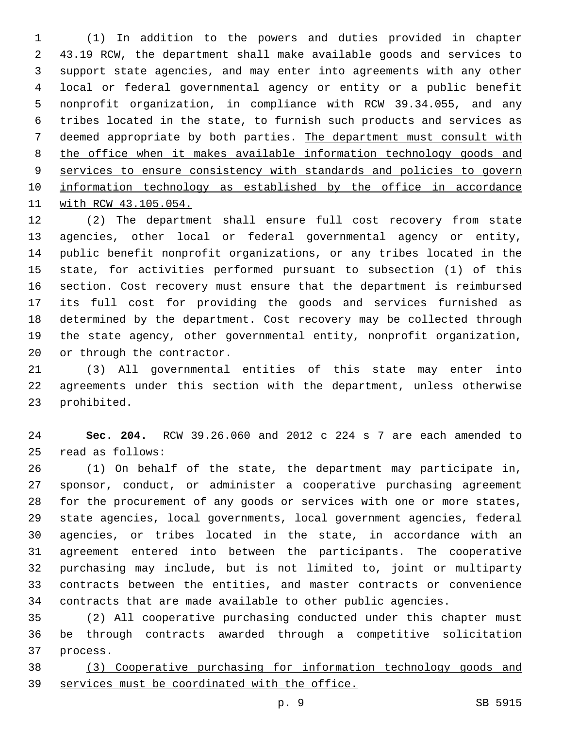(1) In addition to the powers and duties provided in chapter 43.19 RCW, the department shall make available goods and services to support state agencies, and may enter into agreements with any other local or federal governmental agency or entity or a public benefit nonprofit organization, in compliance with RCW 39.34.055, and any tribes located in the state, to furnish such products and services as deemed appropriate by both parties. <u>The department must consult with the office when it makes available information technology goods and services to ensure consistency with standards and policies to govern information technology as established by the office in accordance with RCW 43.105.054.</u>

(2) The department shall ensure full cost recovery from state agencies, other local or federal governmental agency or entity, public benefit nonprofit organizations, or any tribes located in the state, for activities performed pursuant to subsection (1) of this section. Cost recovery must ensure that the department is reimbursed its full cost for providing the goods and services furnished as determined by the department. Cost recovery may be collected through the state agency, other governmental entity, nonprofit organization, or through the contractor.

(3) All governmental entities of this state may enter into agreements under this section with the department, unless otherwise prohibited.

**Sec. 204.** RCW 39.26.060 and 2012 c 224 s 7 are each amended to read as follows:

(1) On behalf of the state, the department may participate in, sponsor, conduct, or administer a cooperative purchasing agreement for the procurement of any goods or services with one or more states, state agencies, local governments, local government agencies, federal agencies, or tribes located in the state, in accordance with an agreement entered into between the participants. The cooperative purchasing may include, but is not limited to, joint or multiparty contracts between the entities, and master contracts or convenience contracts that are made available to other public agencies.

(2) All cooperative purchasing conducted under this chapter must be through contracts awarded through a competitive solicitation process.

<u>(3) Cooperative purchasing for information technology goods and services must be coordinated with the office.</u>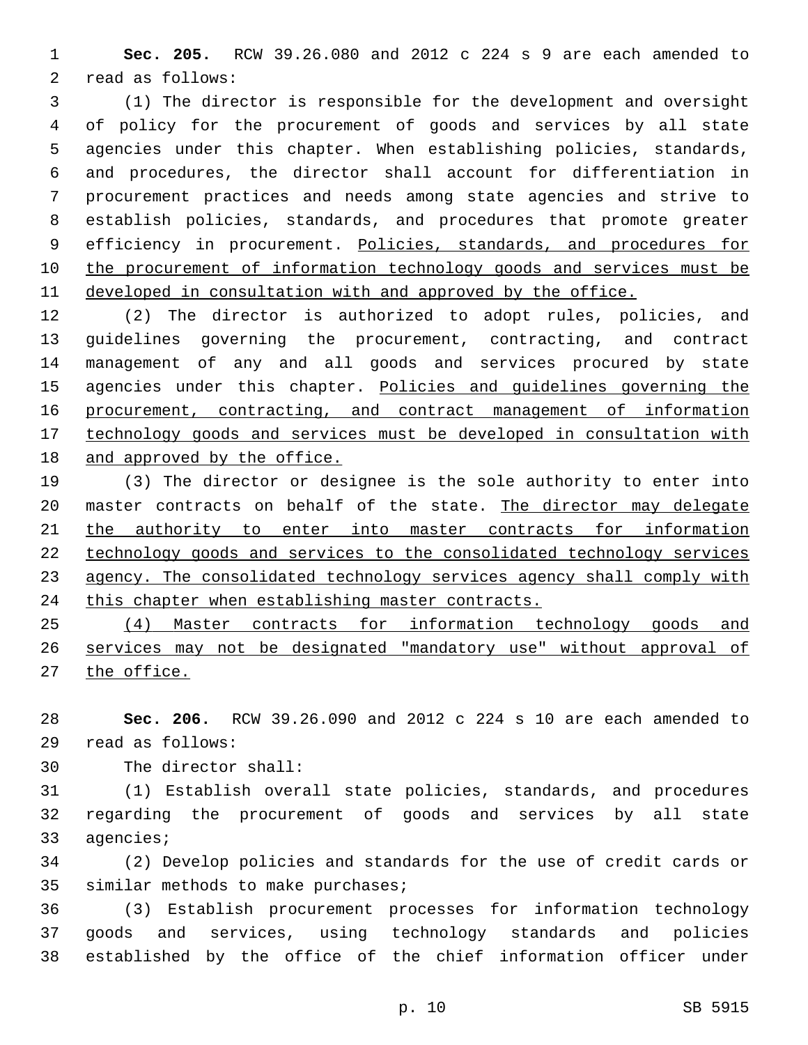**Sec. 205.** RCW 39.26.080 and 2012 c 224 s 9 are each amended to read as follows:

(1) The director is responsible for the development and oversight of policy for the procurement of goods and services by all state agencies under this chapter. When establishing policies, standards, and procedures, the director shall account for differentiation in procurement practices and needs among state agencies and strive to establish policies, standards, and procedures that promote greater efficiency in procurement. <u>Policies, standards, and procedures for the procurement of information technology goods and services must be developed in consultation with and approved by the office.</u>

(2) The director is authorized to adopt rules, policies, and guidelines governing the procurement, contracting, and contract management of any and all goods and services procured by state agencies under this chapter. <u>Policies and guidelines governing the procurement, contracting, and contract management of information technology goods and services must be developed in consultation with and approved by the office.</u>

(3) The director or designee is the sole authority to enter into master contracts on behalf of the state. <u>The director may delegate the authority to enter into master contracts for information technology goods and services to the consolidated technology services agency. The consolidated technology services agency shall comply with this chapter when establishing master contracts.</u>

<u>(4) Master contracts for information technology goods and services may not be designated "mandatory use" without approval of the office.</u>

**Sec. 206.** RCW 39.26.090 and 2012 c 224 s 10 are each amended to read as follows:

The director shall:

(1) Establish overall state policies, standards, and procedures regarding the procurement of goods and services by all state agencies;

(2) Develop policies and standards for the use of credit cards or similar methods to make purchases;

(3) Establish procurement processes for information technology goods and services, using technology standards and policies established by the office of the chief information officer under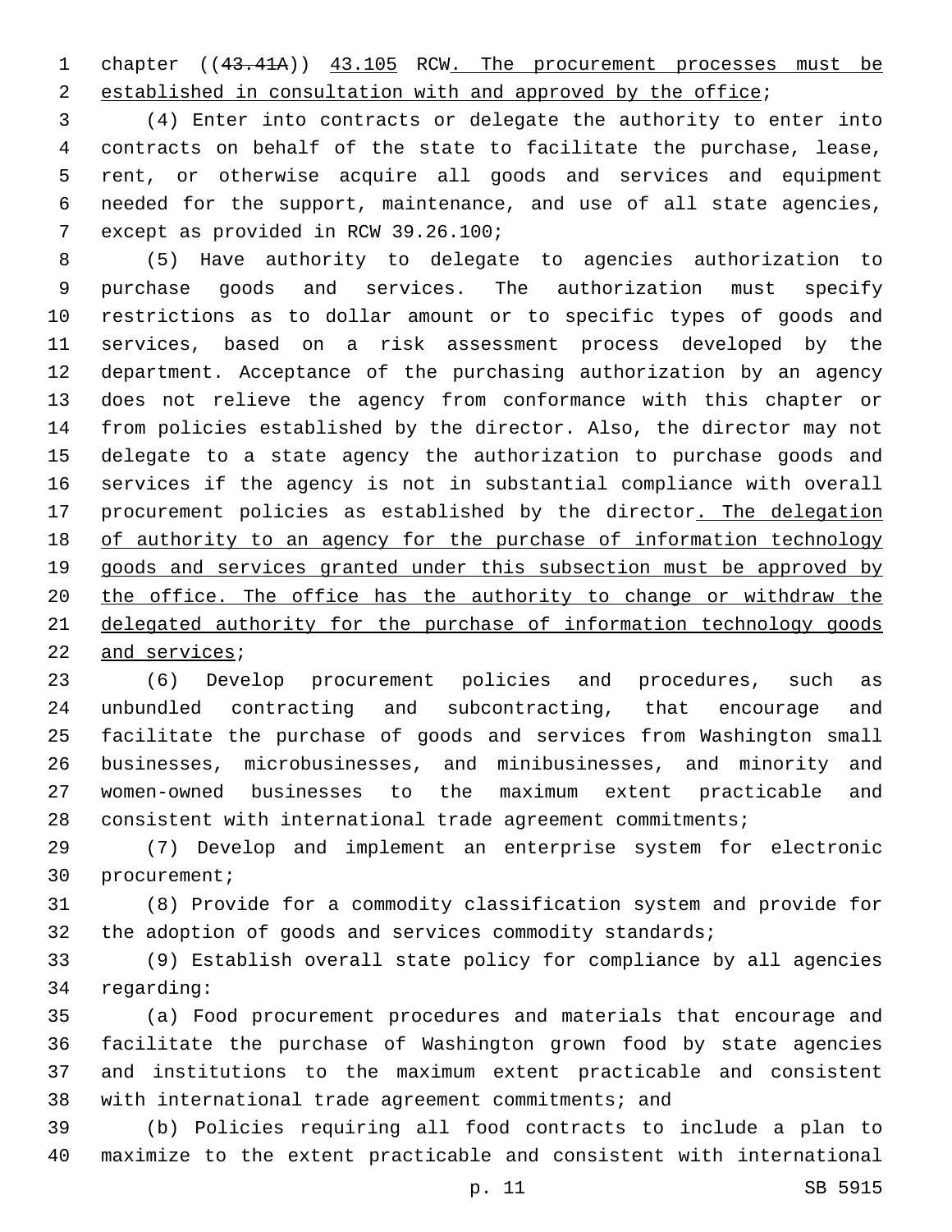chapter ((~~43.41A~~)) 43.105 RCW. The procurement processes must be established in consultation with and approved by the office;

(4) Enter into contracts or delegate the authority to enter into contracts on behalf of the state to facilitate the purchase, lease, rent, or otherwise acquire all goods and services and equipment needed for the support, maintenance, and use of all state agencies, except as provided in RCW 39.26.100;

(5) Have authority to delegate to agencies authorization to purchase goods and services. The authorization must specify restrictions as to dollar amount or to specific types of goods and services, based on a risk assessment process developed by the department. Acceptance of the purchasing authorization by an agency does not relieve the agency from conformance with this chapter or from policies established by the director. Also, the director may not delegate to a state agency the authorization to purchase goods and services if the agency is not in substantial compliance with overall procurement policies as established by the director. The delegation of authority to an agency for the purchase of information technology goods and services granted under this subsection must be approved by the office. The office has the authority to change or withdraw the delegated authority for the purchase of information technology goods and services;

(6) Develop procurement policies and procedures, such as unbundled contracting and subcontracting, that encourage and facilitate the purchase of goods and services from Washington small businesses, microbusinesses, and minibusinesses, and minority and women-owned businesses to the maximum extent practicable and consistent with international trade agreement commitments;

(7) Develop and implement an enterprise system for electronic procurement;

(8) Provide for a commodity classification system and provide for the adoption of goods and services commodity standards;

(9) Establish overall state policy for compliance by all agencies regarding:

(a) Food procurement procedures and materials that encourage and facilitate the purchase of Washington grown food by state agencies and institutions to the maximum extent practicable and consistent with international trade agreement commitments; and

(b) Policies requiring all food contracts to include a plan to maximize to the extent practicable and consistent with international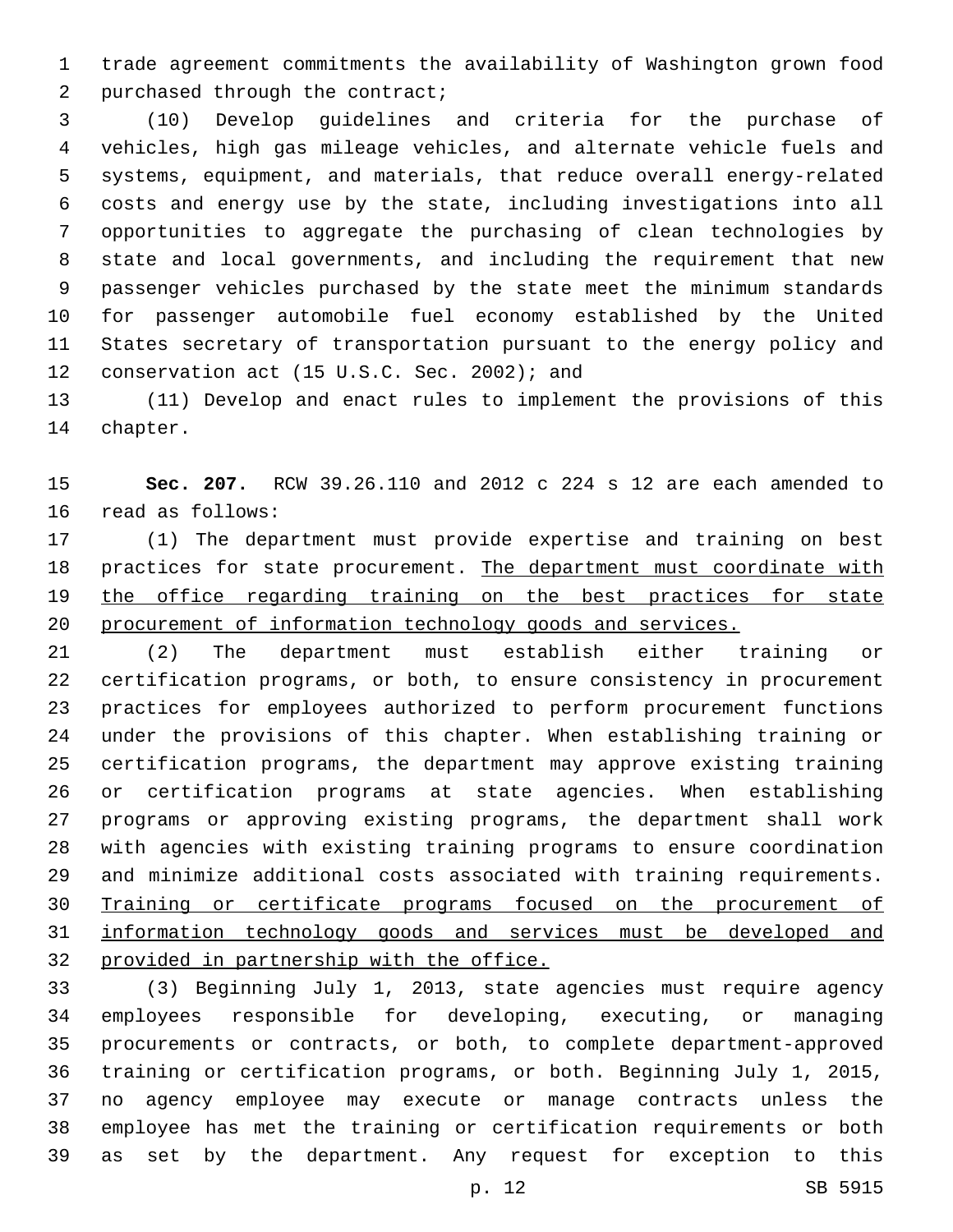trade agreement commitments the availability of Washington grown food purchased through the contract;

(10) Develop guidelines and criteria for the purchase of vehicles, high gas mileage vehicles, and alternate vehicle fuels and systems, equipment, and materials, that reduce overall energy-related costs and energy use by the state, including investigations into all opportunities to aggregate the purchasing of clean technologies by state and local governments, and including the requirement that new passenger vehicles purchased by the state meet the minimum standards for passenger automobile fuel economy established by the United States secretary of transportation pursuant to the energy policy and conservation act (15 U.S.C. Sec. 2002); and

(11) Develop and enact rules to implement the provisions of this chapter.

**Sec. 207.** RCW 39.26.110 and 2012 c 224 s 12 are each amended to read as follows:

(1) The department must provide expertise and training on best practices for state procurement. <u>The department must coordinate with the office regarding training on the best practices for state procurement of information technology goods and services.</u>

(2) The department must establish either training or certification programs, or both, to ensure consistency in procurement practices for employees authorized to perform procurement functions under the provisions of this chapter. When establishing training or certification programs, the department may approve existing training or certification programs at state agencies. When establishing programs or approving existing programs, the department shall work with agencies with existing training programs to ensure coordination and minimize additional costs associated with training requirements. <u>Training or certificate programs focused on the procurement of information technology goods and services must be developed and provided in partnership with the office.</u>

(3) Beginning July 1, 2013, state agencies must require agency employees responsible for developing, executing, or managing procurements or contracts, or both, to complete department-approved training or certification programs, or both. Beginning July 1, 2015, no agency employee may execute or manage contracts unless the employee has met the training or certification requirements or both as set by the department. Any request for exception to this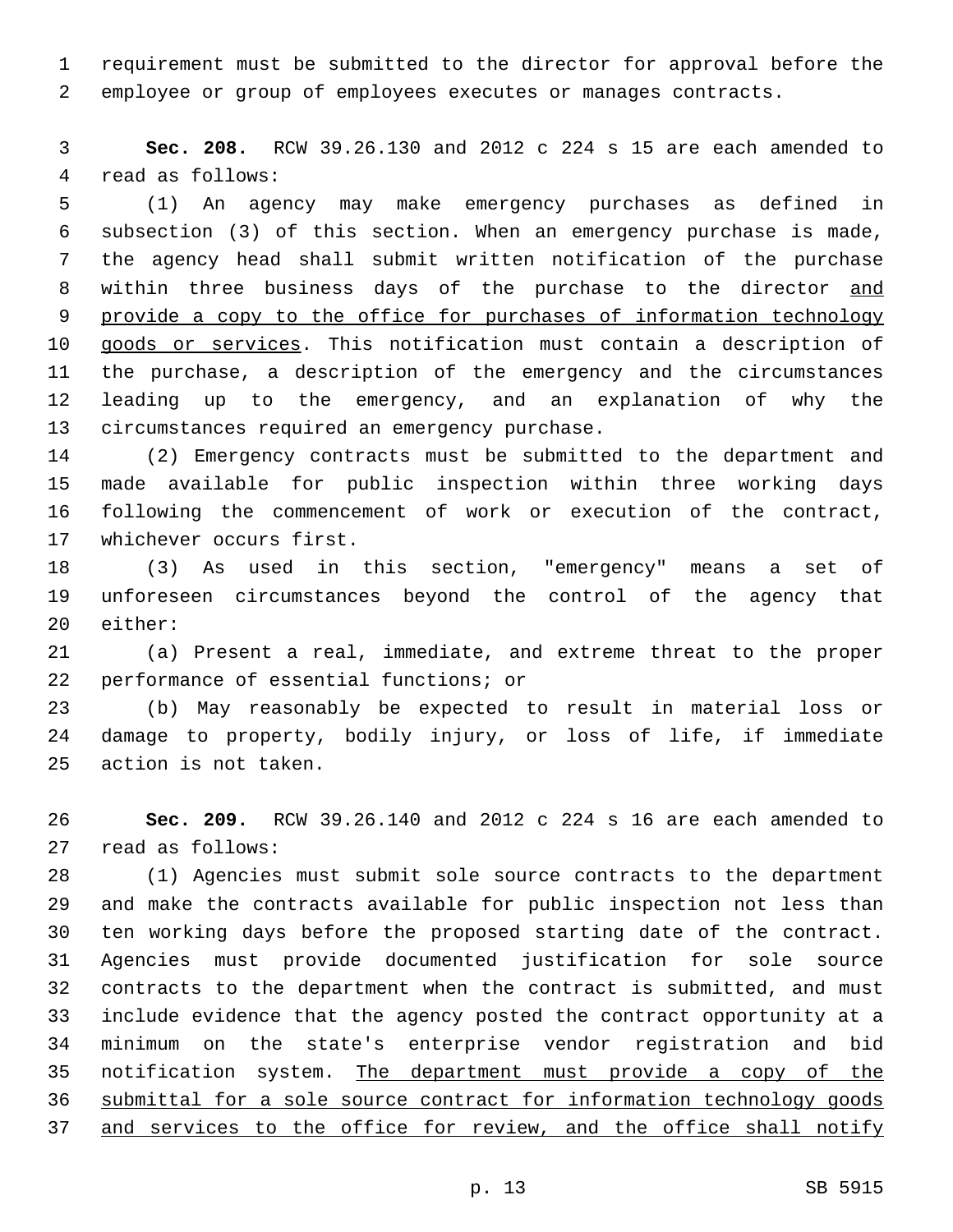requirement must be submitted to the director for approval before the employee or group of employees executes or manages contracts.

**Sec. 208.** RCW 39.26.130 and 2012 c 224 s 15 are each amended to read as follows:

(1) An agency may make emergency purchases as defined in subsection (3) of this section. When an emergency purchase is made, the agency head shall submit written notification of the purchase within three business days of the purchase to the director <u>and provide a copy to the office for purchases of information technology goods or services</u>. This notification must contain a description of the purchase, a description of the emergency and the circumstances leading up to the emergency, and an explanation of why the circumstances required an emergency purchase.

(2) Emergency contracts must be submitted to the department and made available for public inspection within three working days following the commencement of work or execution of the contract, whichever occurs first.

(3) As used in this section, "emergency" means a set of unforeseen circumstances beyond the control of the agency that either:

(a) Present a real, immediate, and extreme threat to the proper performance of essential functions; or

(b) May reasonably be expected to result in material loss or damage to property, bodily injury, or loss of life, if immediate action is not taken.

**Sec. 209.** RCW 39.26.140 and 2012 c 224 s 16 are each amended to read as follows:

(1) Agencies must submit sole source contracts to the department and make the contracts available for public inspection not less than ten working days before the proposed starting date of the contract. Agencies must provide documented justification for sole source contracts to the department when the contract is submitted, and must include evidence that the agency posted the contract opportunity at a minimum on the state's enterprise vendor registration and bid notification system. <u>The department must provide a copy of the submittal for a sole source contract for information technology goods and services to the office for review, and the office shall notify</u>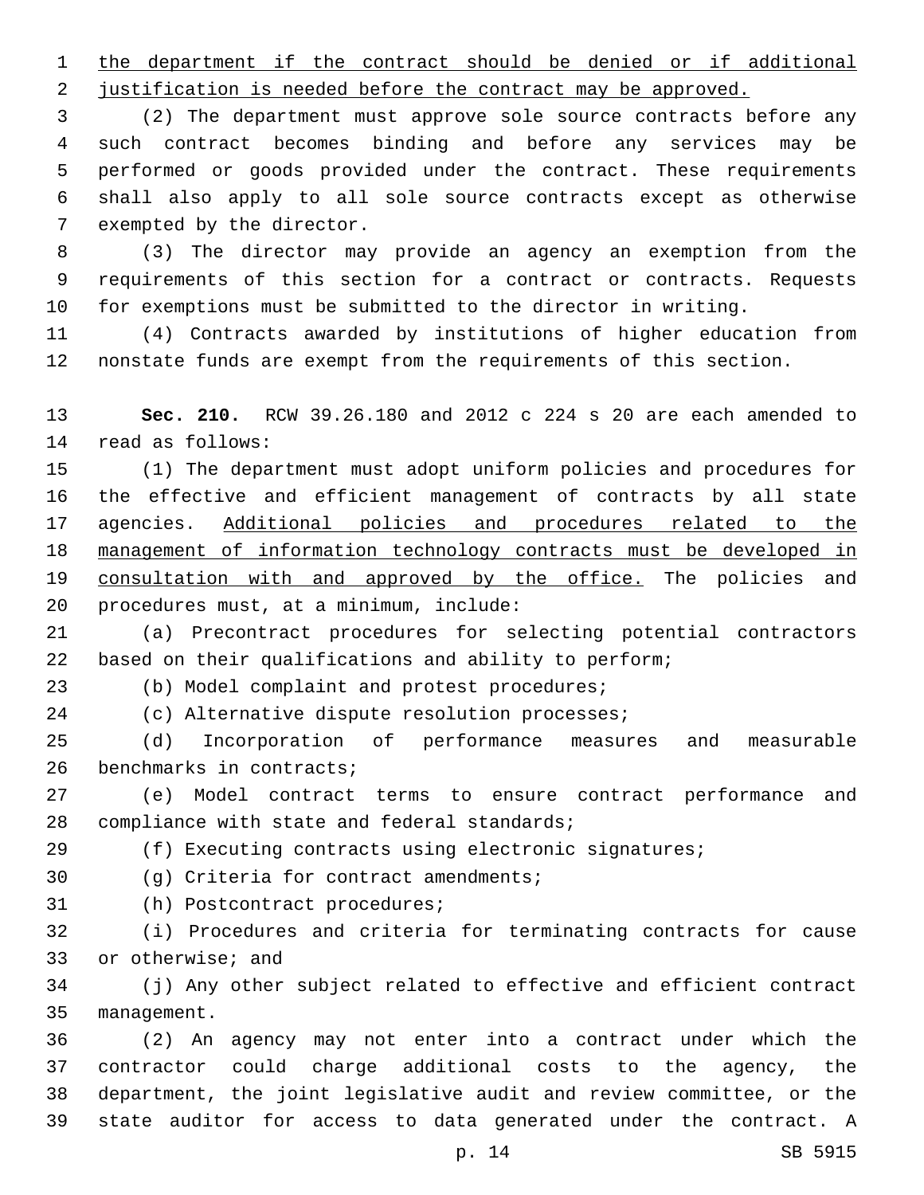the department if the contract should be denied or if additional justification is needed before the contract may be approved.

(2) The department must approve sole source contracts before any such contract becomes binding and before any services may be performed or goods provided under the contract. These requirements shall also apply to all sole source contracts except as otherwise exempted by the director.

(3) The director may provide an agency an exemption from the requirements of this section for a contract or contracts. Requests for exemptions must be submitted to the director in writing.

(4) Contracts awarded by institutions of higher education from nonstate funds are exempt from the requirements of this section.

**Sec. 210.** RCW 39.26.180 and 2012 c 224 s 20 are each amended to read as follows:

(1) The department must adopt uniform policies and procedures for the effective and efficient management of contracts by all state agencies. Additional policies and procedures related to the management of information technology contracts must be developed in consultation with and approved by the office. The policies and procedures must, at a minimum, include:

(a) Precontract procedures for selecting potential contractors based on their qualifications and ability to perform;

(b) Model complaint and protest procedures;

(c) Alternative dispute resolution processes;

(d) Incorporation of performance measures and measurable benchmarks in contracts;

(e) Model contract terms to ensure contract performance and compliance with state and federal standards;

(f) Executing contracts using electronic signatures;

(g) Criteria for contract amendments;

(h) Postcontract procedures;

(i) Procedures and criteria for terminating contracts for cause or otherwise; and

(j) Any other subject related to effective and efficient contract management.

(2) An agency may not enter into a contract under which the contractor could charge additional costs to the agency, the department, the joint legislative audit and review committee, or the state auditor for access to data generated under the contract. A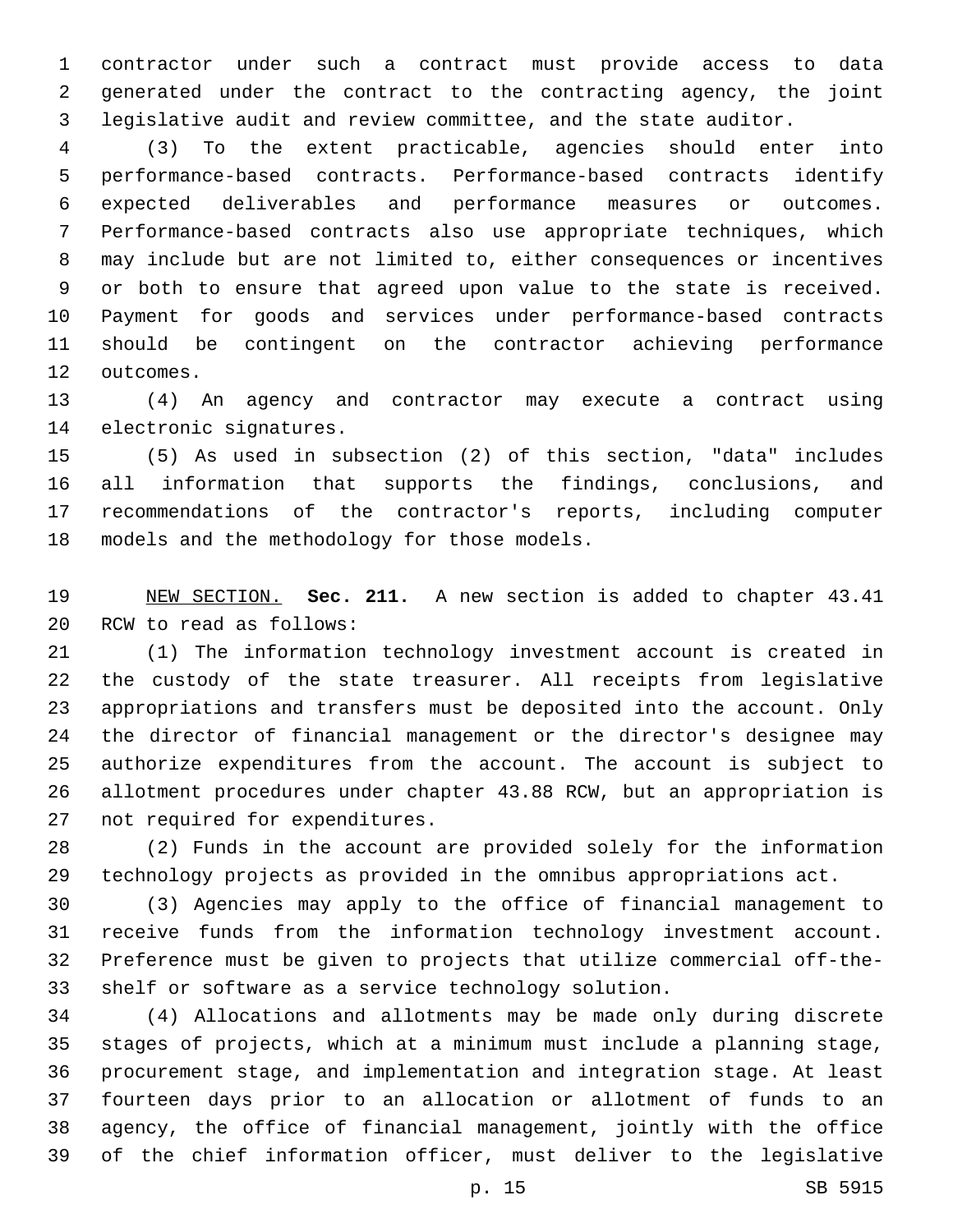contractor under such a contract must provide access to data generated under the contract to the contracting agency, the joint legislative audit and review committee, and the state auditor.

(3) To the extent practicable, agencies should enter into performance-based contracts. Performance-based contracts identify expected deliverables and performance measures or outcomes. Performance-based contracts also use appropriate techniques, which may include but are not limited to, either consequences or incentives or both to ensure that agreed upon value to the state is received. Payment for goods and services under performance-based contracts should be contingent on the contractor achieving performance outcomes.

(4) An agency and contractor may execute a contract using electronic signatures.

(5) As used in subsection (2) of this section, "data" includes all information that supports the findings, conclusions, and recommendations of the contractor's reports, including computer models and the methodology for those models.

NEW SECTION. **Sec. 211.** A new section is added to chapter 43.41 RCW to read as follows:

(1) The information technology investment account is created in the custody of the state treasurer. All receipts from legislative appropriations and transfers must be deposited into the account. Only the director of financial management or the director's designee may authorize expenditures from the account. The account is subject to allotment procedures under chapter 43.88 RCW, but an appropriation is not required for expenditures.

(2) Funds in the account are provided solely for the information technology projects as provided in the omnibus appropriations act.

(3) Agencies may apply to the office of financial management to receive funds from the information technology investment account. Preference must be given to projects that utilize commercial off-the-shelf or software as a service technology solution.

(4) Allocations and allotments may be made only during discrete stages of projects, which at a minimum must include a planning stage, procurement stage, and implementation and integration stage. At least fourteen days prior to an allocation or allotment of funds to an agency, the office of financial management, jointly with the office of the chief information officer, must deliver to the legislative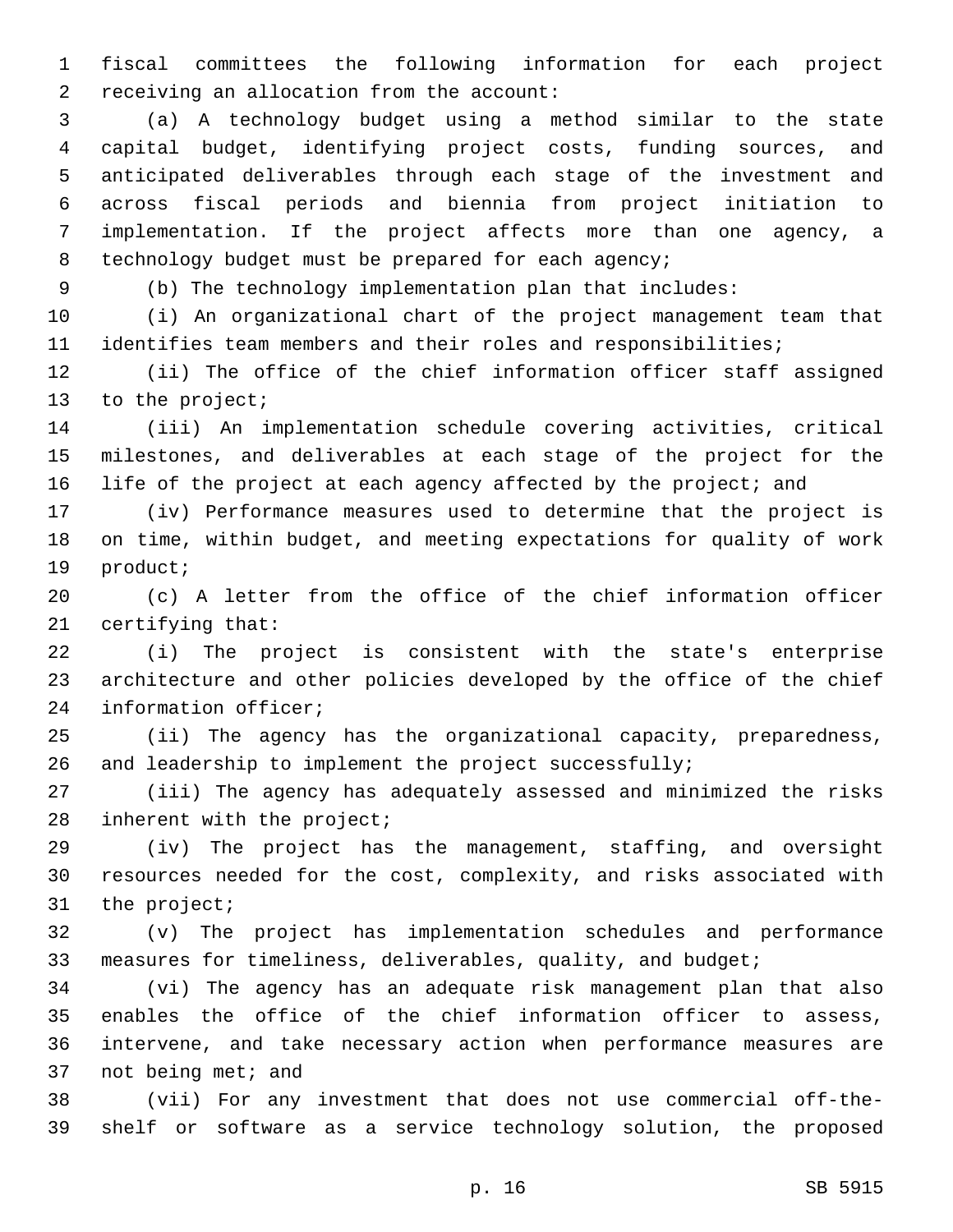fiscal committees the following information for each project receiving an allocation from the account:

(a) A technology budget using a method similar to the state capital budget, identifying project costs, funding sources, and anticipated deliverables through each stage of the investment and across fiscal periods and biennia from project initiation to implementation. If the project affects more than one agency, a technology budget must be prepared for each agency;

(b) The technology implementation plan that includes:

(i) An organizational chart of the project management team that identifies team members and their roles and responsibilities;

(ii) The office of the chief information officer staff assigned to the project;

(iii) An implementation schedule covering activities, critical milestones, and deliverables at each stage of the project for the life of the project at each agency affected by the project; and

(iv) Performance measures used to determine that the project is on time, within budget, and meeting expectations for quality of work product;

(c) A letter from the office of the chief information officer certifying that:

(i) The project is consistent with the state's enterprise architecture and other policies developed by the office of the chief information officer;

(ii) The agency has the organizational capacity, preparedness, and leadership to implement the project successfully;

(iii) The agency has adequately assessed and minimized the risks inherent with the project;

(iv) The project has the management, staffing, and oversight resources needed for the cost, complexity, and risks associated with the project;

(v) The project has implementation schedules and performance measures for timeliness, deliverables, quality, and budget;

(vi) The agency has an adequate risk management plan that also enables the office of the chief information officer to assess, intervene, and take necessary action when performance measures are not being met; and

(vii) For any investment that does not use commercial off-the-shelf or software as a service technology solution, the proposed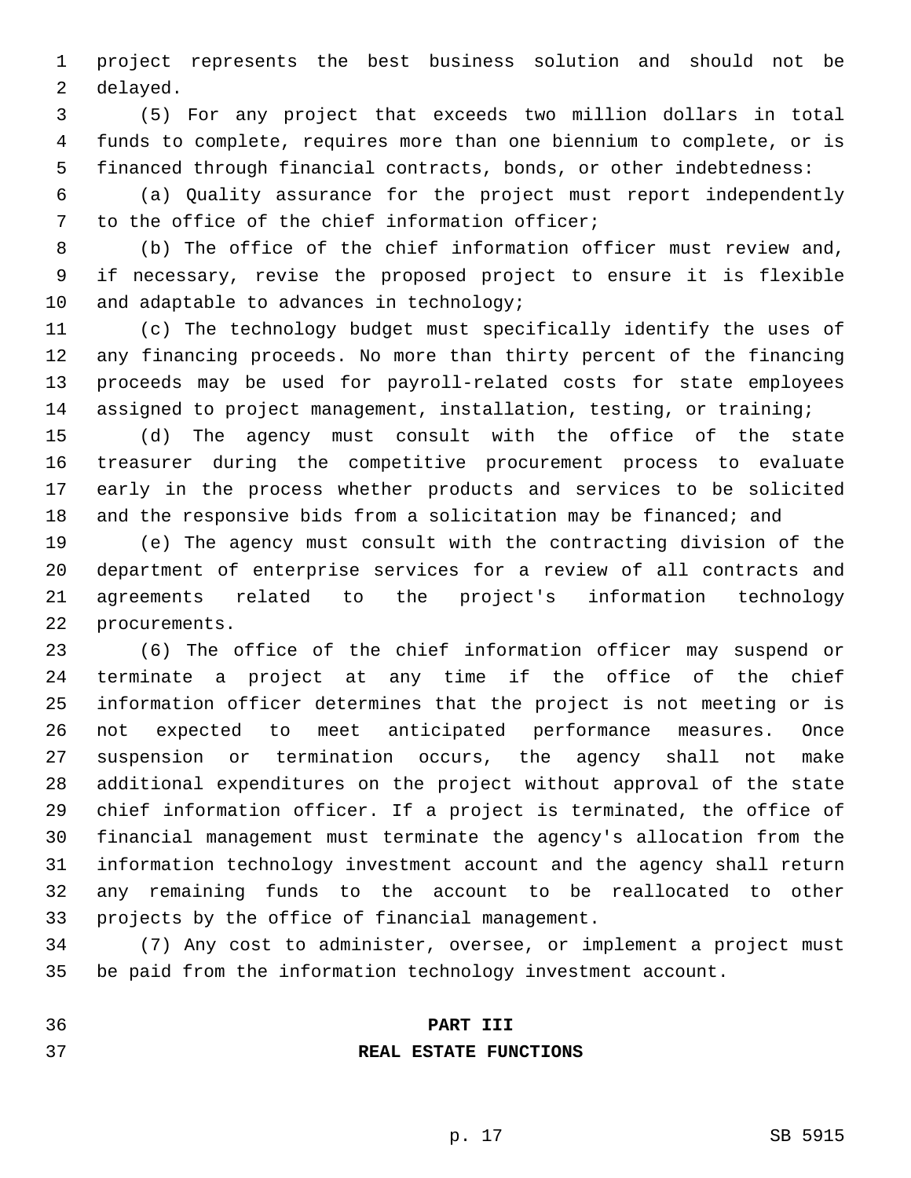project represents the best business solution and should not be delayed.

(5) For any project that exceeds two million dollars in total funds to complete, requires more than one biennium to complete, or is financed through financial contracts, bonds, or other indebtedness:

(a) Quality assurance for the project must report independently to the office of the chief information officer;

(b) The office of the chief information officer must review and, if necessary, revise the proposed project to ensure it is flexible and adaptable to advances in technology;

(c) The technology budget must specifically identify the uses of any financing proceeds. No more than thirty percent of the financing proceeds may be used for payroll-related costs for state employees assigned to project management, installation, testing, or training;

(d) The agency must consult with the office of the state treasurer during the competitive procurement process to evaluate early in the process whether products and services to be solicited and the responsive bids from a solicitation may be financed; and

(e) The agency must consult with the contracting division of the department of enterprise services for a review of all contracts and agreements related to the project's information technology procurements.

(6) The office of the chief information officer may suspend or terminate a project at any time if the office of the chief information officer determines that the project is not meeting or is not expected to meet anticipated performance measures. Once suspension or termination occurs, the agency shall not make additional expenditures on the project without approval of the state chief information officer. If a project is terminated, the office of financial management must terminate the agency's allocation from the information technology investment account and the agency shall return any remaining funds to the account to be reallocated to other projects by the office of financial management.

(7) Any cost to administer, oversee, or implement a project must be paid from the information technology investment account.

## PART III
## REAL ESTATE FUNCTIONS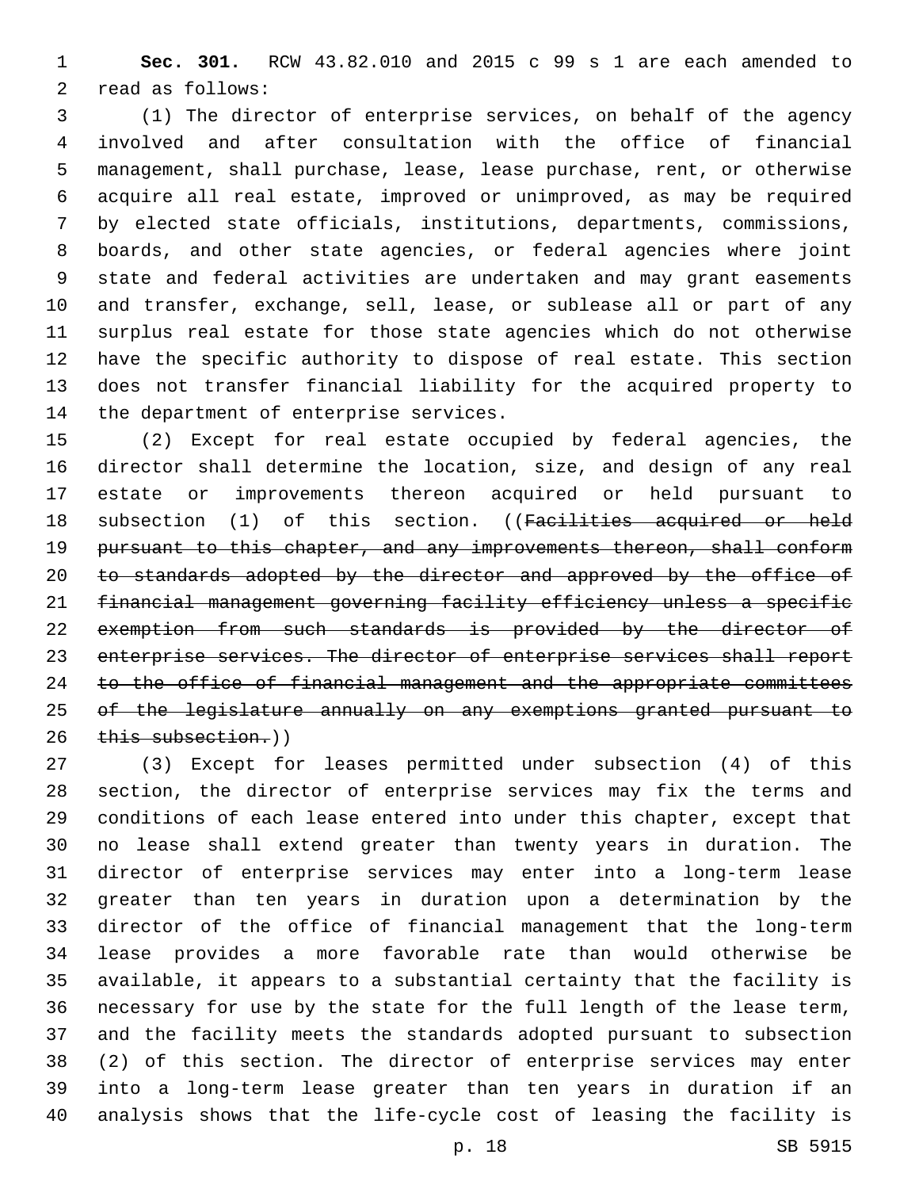**Sec. 301.** RCW 43.82.010 and 2015 c 99 s 1 are each amended to read as follows:

(1) The director of enterprise services, on behalf of the agency involved and after consultation with the office of financial management, shall purchase, lease, lease purchase, rent, or otherwise acquire all real estate, improved or unimproved, as may be required by elected state officials, institutions, departments, commissions, boards, and other state agencies, or federal agencies where joint state and federal activities are undertaken and may grant easements and transfer, exchange, sell, lease, or sublease all or part of any surplus real estate for those state agencies which do not otherwise have the specific authority to dispose of real estate. This section does not transfer financial liability for the acquired property to the department of enterprise services.

(2) Except for real estate occupied by federal agencies, the director shall determine the location, size, and design of any real estate or improvements thereon acquired or held pursuant to subsection (1) of this section. ((~~Facilities acquired or held pursuant to this chapter, and any improvements thereon, shall conform to standards adopted by the director and approved by the office of financial management governing facility efficiency unless a specific exemption from such standards is provided by the director of enterprise services. The director of enterprise services shall report to the office of financial management and the appropriate committees of the legislature annually on any exemptions granted pursuant to this subsection.~~))

(3) Except for leases permitted under subsection (4) of this section, the director of enterprise services may fix the terms and conditions of each lease entered into under this chapter, except that no lease shall extend greater than twenty years in duration. The director of enterprise services may enter into a long-term lease greater than ten years in duration upon a determination by the director of the office of financial management that the long-term lease provides a more favorable rate than would otherwise be available, it appears to a substantial certainty that the facility is necessary for use by the state for the full length of the lease term, and the facility meets the standards adopted pursuant to subsection (2) of this section. The director of enterprise services may enter into a long-term lease greater than ten years in duration if an analysis shows that the life-cycle cost of leasing the facility is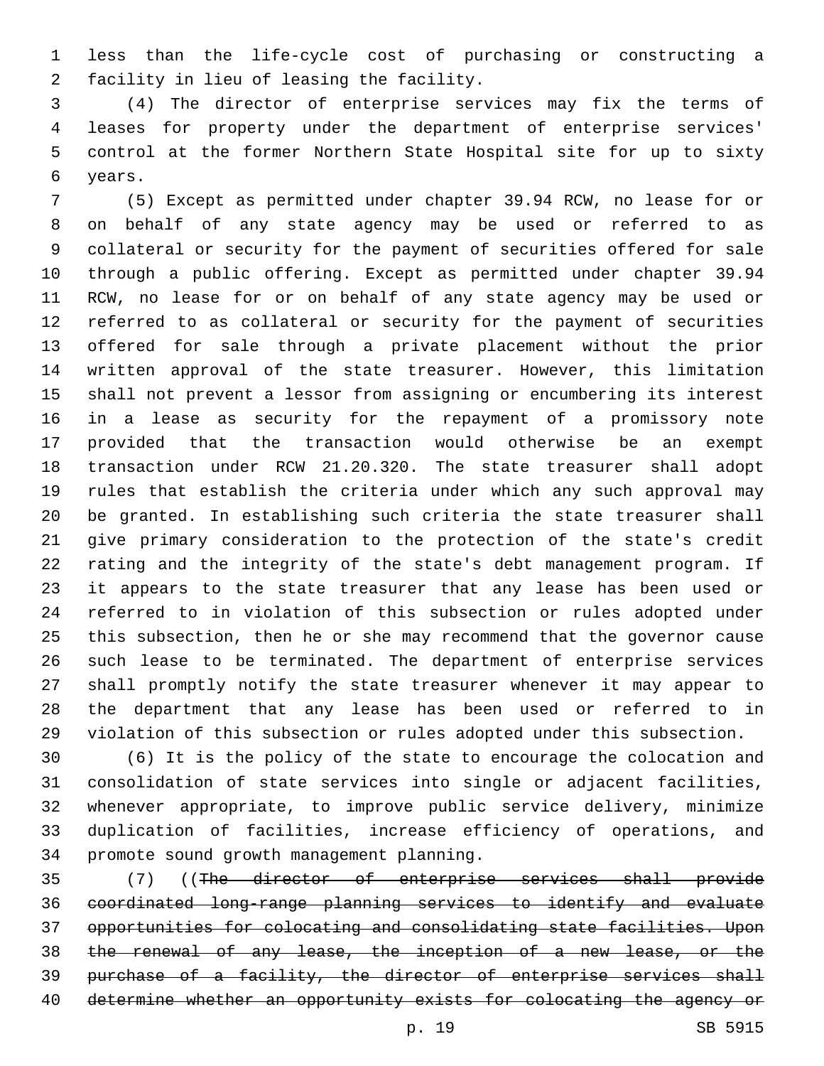less than the life-cycle cost of purchasing or constructing a facility in lieu of leasing the facility.

(4) The director of enterprise services may fix the terms of leases for property under the department of enterprise services' control at the former Northern State Hospital site for up to sixty years.

(5) Except as permitted under chapter 39.94 RCW, no lease for or on behalf of any state agency may be used or referred to as collateral or security for the payment of securities offered for sale through a public offering. Except as permitted under chapter 39.94 RCW, no lease for or on behalf of any state agency may be used or referred to as collateral or security for the payment of securities offered for sale through a private placement without the prior written approval of the state treasurer. However, this limitation shall not prevent a lessor from assigning or encumbering its interest in a lease as security for the repayment of a promissory note provided that the transaction would otherwise be an exempt transaction under RCW 21.20.320. The state treasurer shall adopt rules that establish the criteria under which any such approval may be granted. In establishing such criteria the state treasurer shall give primary consideration to the protection of the state's credit rating and the integrity of the state's debt management program. If it appears to the state treasurer that any lease has been used or referred to in violation of this subsection or rules adopted under this subsection, then he or she may recommend that the governor cause such lease to be terminated. The department of enterprise services shall promptly notify the state treasurer whenever it may appear to the department that any lease has been used or referred to in violation of this subsection or rules adopted under this subsection.

(6) It is the policy of the state to encourage the colocation and consolidation of state services into single or adjacent facilities, whenever appropriate, to improve public service delivery, minimize duplication of facilities, increase efficiency of operations, and promote sound growth management planning.

(7) ((~~The director of enterprise services shall provide coordinated long-range planning services to identify and evaluate opportunities for colocating and consolidating state facilities. Upon the renewal of any lease, the inception of a new lease, or the purchase of a facility, the director of enterprise services shall determine whether an opportunity exists for colocating the agency or~~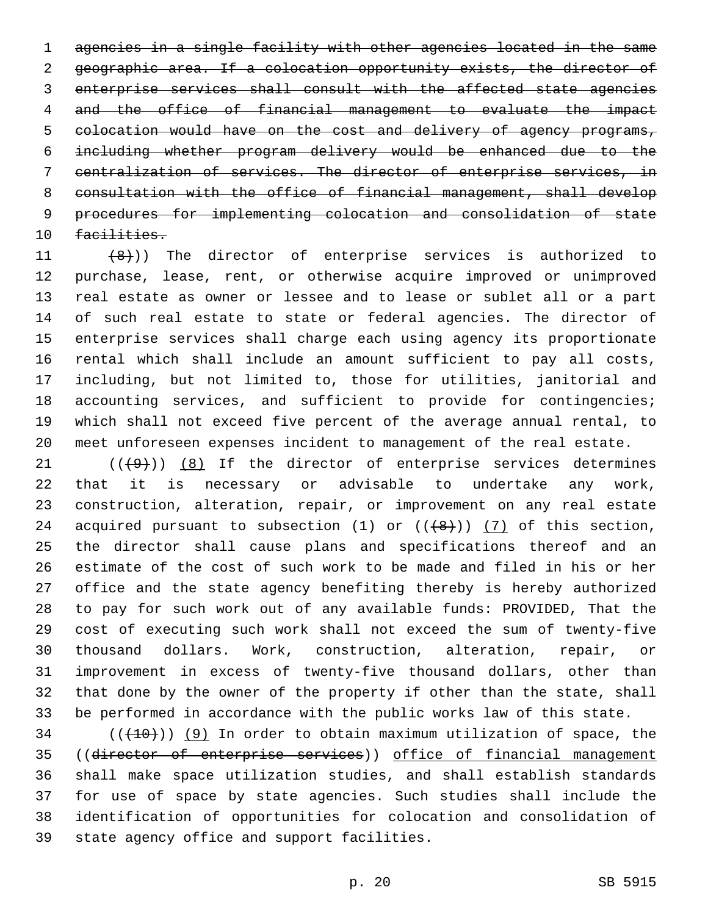~~agencies in a single facility with other agencies located in the same geographic area. If a colocation opportunity exists, the director of enterprise services shall consult with the affected state agencies and the office of financial management to evaluate the impact colocation would have on the cost and delivery of agency programs, including whether program delivery would be enhanced due to the centralization of services. The director of enterprise services, in consultation with the office of financial management, shall develop procedures for implementing colocation and consolidation of state facilities.~~

~~(8)~~)) The director of enterprise services is authorized to purchase, lease, rent, or otherwise acquire improved or unimproved real estate as owner or lessee and to lease or sublet all or a part of such real estate to state or federal agencies. The director of enterprise services shall charge each using agency its proportionate rental which shall include an amount sufficient to pay all costs, including, but not limited to, those for utilities, janitorial and accounting services, and sufficient to provide for contingencies; which shall not exceed five percent of the average annual rental, to meet unforeseen expenses incident to management of the real estate.

((~~(9)~~)) <u>(8)</u> If the director of enterprise services determines that it is necessary or advisable to undertake any work, construction, alteration, repair, or improvement on any real estate acquired pursuant to subsection (1) or ((~~(8)~~)) <u>(7)</u> of this section, the director shall cause plans and specifications thereof and an estimate of the cost of such work to be made and filed in his or her office and the state agency benefiting thereby is hereby authorized to pay for such work out of any available funds: PROVIDED, That the cost of executing such work shall not exceed the sum of twenty-five thousand dollars. Work, construction, alteration, repair, or improvement in excess of twenty-five thousand dollars, other than that done by the owner of the property if other than the state, shall be performed in accordance with the public works law of this state.

((~~(10)~~)) <u>(9)</u> In order to obtain maximum utilization of space, the ((~~director of enterprise services~~)) <u>office of financial management</u> shall make space utilization studies, and shall establish standards for use of space by state agencies. Such studies shall include the identification of opportunities for colocation and consolidation of state agency office and support facilities.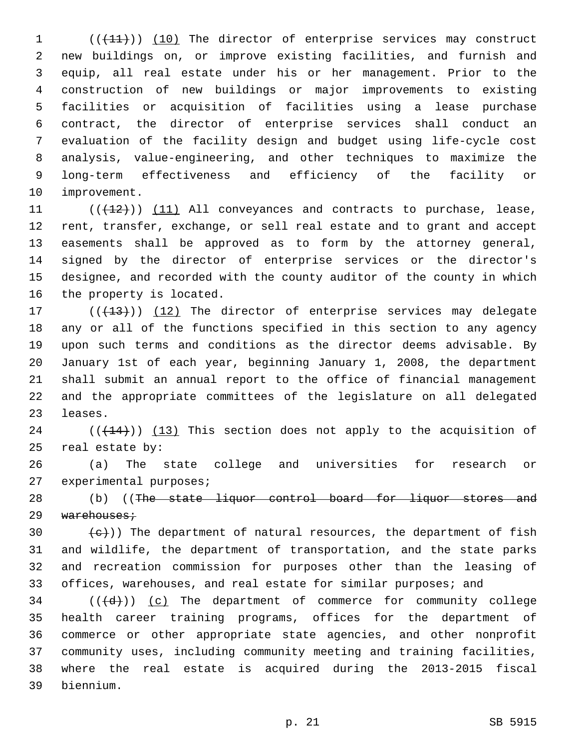((~~(11)~~)) (10) The director of enterprise services may construct new buildings on, or improve existing facilities, and furnish and equip, all real estate under his or her management. Prior to the construction of new buildings or major improvements to existing facilities or acquisition of facilities using a lease purchase contract, the director of enterprise services shall conduct an evaluation of the facility design and budget using life-cycle cost analysis, value-engineering, and other techniques to maximize the long-term effectiveness and efficiency of the facility or improvement.

((~~(12)~~)) (11) All conveyances and contracts to purchase, lease, rent, transfer, exchange, or sell real estate and to grant and accept easements shall be approved as to form by the attorney general, signed by the director of enterprise services or the director's designee, and recorded with the county auditor of the county in which the property is located.

((~~(13)~~)) (12) The director of enterprise services may delegate any or all of the functions specified in this section to any agency upon such terms and conditions as the director deems advisable. By January 1st of each year, beginning January 1, 2008, the department shall submit an annual report to the office of financial management and the appropriate committees of the legislature on all delegated leases.

((~~(14)~~)) (13) This section does not apply to the acquisition of real estate by:

(a) The state college and universities for research or experimental purposes;

(b) ((~~The state liquor control board for liquor stores and warehouses;~~

~~(c)~~)) The department of natural resources, the department of fish and wildlife, the department of transportation, and the state parks and recreation commission for purposes other than the leasing of offices, warehouses, and real estate for similar purposes; and

((~~(d)~~)) (c) The department of commerce for community college health career training programs, offices for the department of commerce or other appropriate state agencies, and other nonprofit community uses, including community meeting and training facilities, where the real estate is acquired during the 2013-2015 fiscal biennium.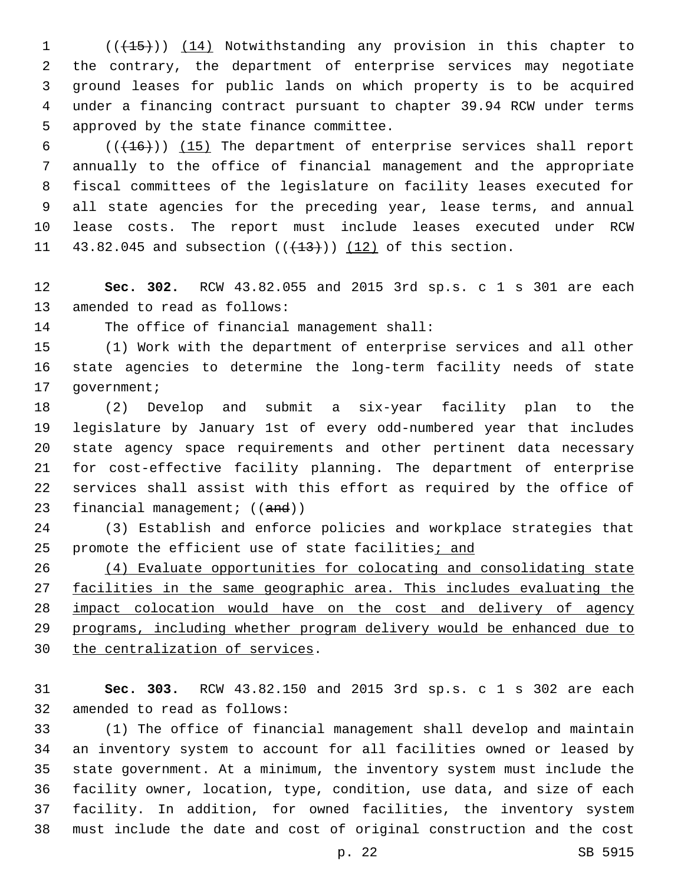((~~(15)~~)) <u>(14)</u> Notwithstanding any provision in this chapter to the contrary, the department of enterprise services may negotiate ground leases for public lands on which property is to be acquired under a financing contract pursuant to chapter 39.94 RCW under terms approved by the state finance committee.

((~~(16)~~)) <u>(15)</u> The department of enterprise services shall report annually to the office of financial management and the appropriate fiscal committees of the legislature on facility leases executed for all state agencies for the preceding year, lease terms, and annual lease costs. The report must include leases executed under RCW 43.82.045 and subsection ((~~(13)~~)) <u>(12)</u> of this section.

**Sec. 302.** RCW 43.82.055 and 2015 3rd sp.s. c 1 s 301 are each amended to read as follows:

The office of financial management shall:

(1) Work with the department of enterprise services and all other state agencies to determine the long-term facility needs of state government;

(2) Develop and submit a six-year facility plan to the legislature by January 1st of every odd-numbered year that includes state agency space requirements and other pertinent data necessary for cost-effective facility planning. The department of enterprise services shall assist with this effort as required by the office of financial management; ((~~and~~))

(3) Establish and enforce policies and workplace strategies that promote the efficient use of state facilities<u>; and</u>

<u>(4) Evaluate opportunities for colocating and consolidating state facilities in the same geographic area. This includes evaluating the impact colocation would have on the cost and delivery of agency programs, including whether program delivery would be enhanced due to the centralization of services</u>.

**Sec. 303.** RCW 43.82.150 and 2015 3rd sp.s. c 1 s 302 are each amended to read as follows:

(1) The office of financial management shall develop and maintain an inventory system to account for all facilities owned or leased by state government. At a minimum, the inventory system must include the facility owner, location, type, condition, use data, and size of each facility. In addition, for owned facilities, the inventory system must include the date and cost of original construction and the cost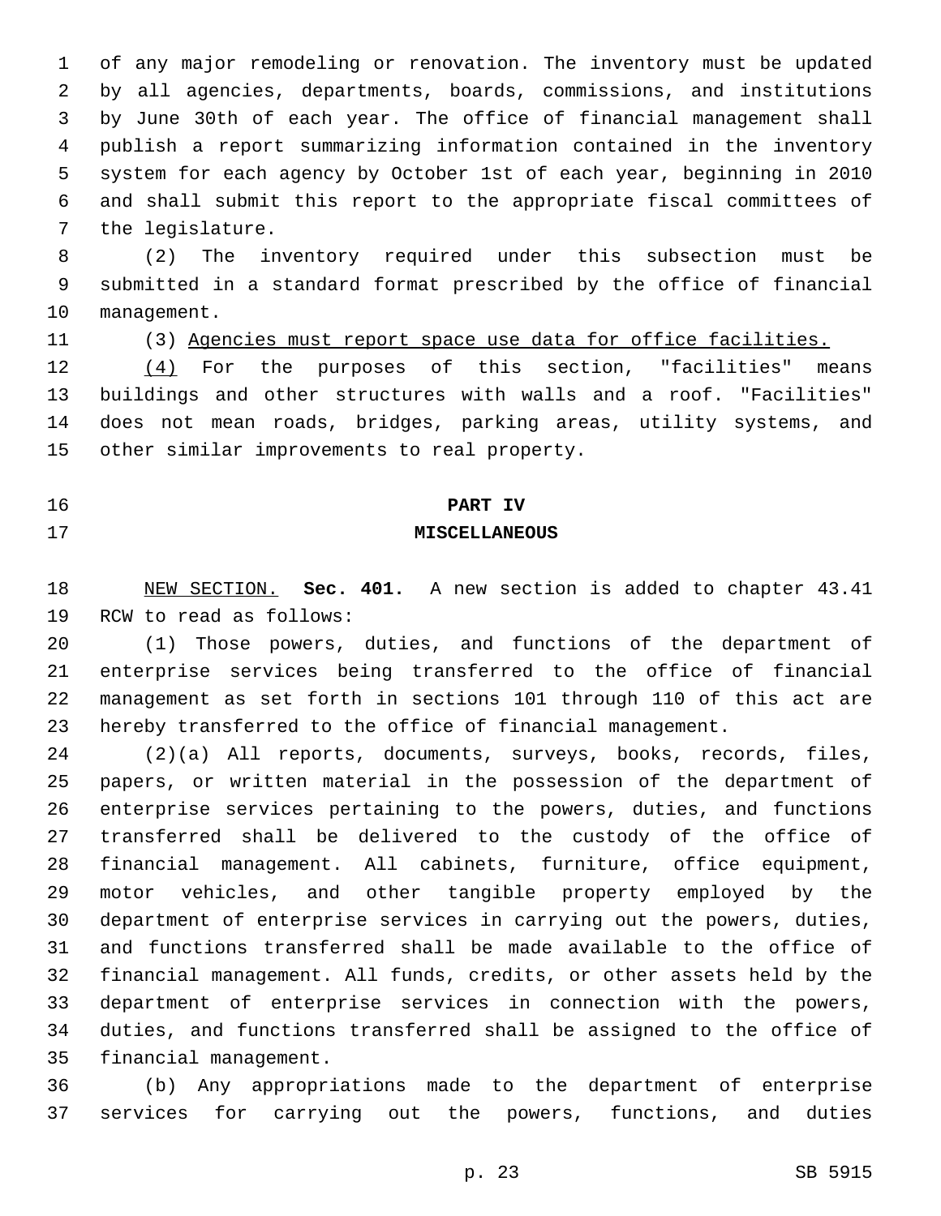of any major remodeling or renovation. The inventory must be updated by all agencies, departments, boards, commissions, and institutions by June 30th of each year. The office of financial management shall publish a report summarizing information contained in the inventory system for each agency by October 1st of each year, beginning in 2010 and shall submit this report to the appropriate fiscal committees of the legislature.

(2) The inventory required under this subsection must be submitted in a standard format prescribed by the office of financial management.

(3) Agencies must report space use data for office facilities.

(4) For the purposes of this section, "facilities" means buildings and other structures with walls and a roof. "Facilities" does not mean roads, bridges, parking areas, utility systems, and other similar improvements to real property.

## PART IV
## MISCELLANEOUS

NEW SECTION. **Sec. 401.** A new section is added to chapter 43.41 RCW to read as follows:

(1) Those powers, duties, and functions of the department of enterprise services being transferred to the office of financial management as set forth in sections 101 through 110 of this act are hereby transferred to the office of financial management.

(2)(a) All reports, documents, surveys, books, records, files, papers, or written material in the possession of the department of enterprise services pertaining to the powers, duties, and functions transferred shall be delivered to the custody of the office of financial management. All cabinets, furniture, office equipment, motor vehicles, and other tangible property employed by the department of enterprise services in carrying out the powers, duties, and functions transferred shall be made available to the office of financial management. All funds, credits, or other assets held by the department of enterprise services in connection with the powers, duties, and functions transferred shall be assigned to the office of financial management.

(b) Any appropriations made to the department of enterprise services for carrying out the powers, functions, and duties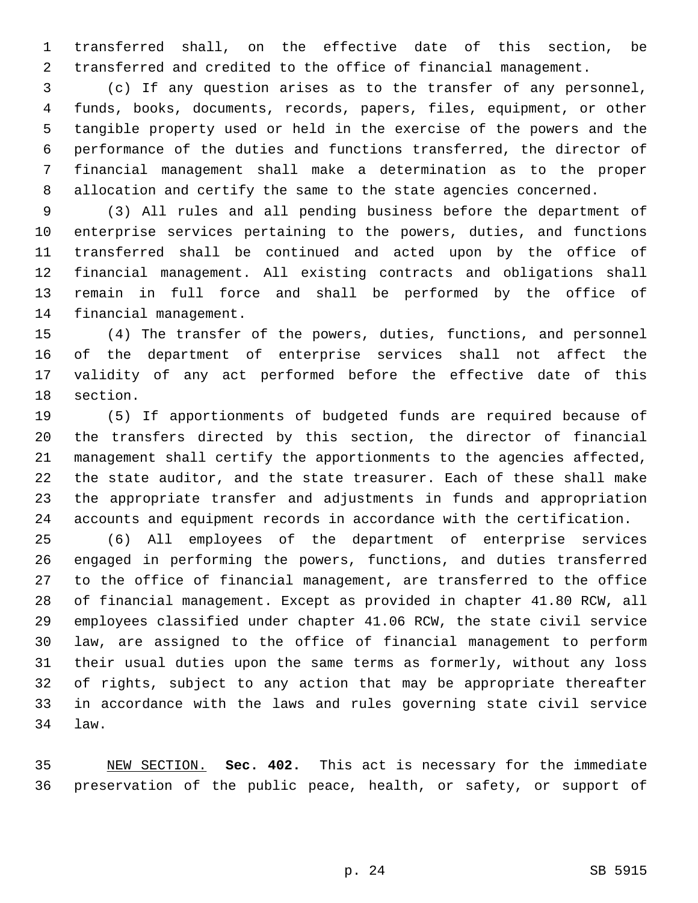transferred shall, on the effective date of this section, be transferred and credited to the office of financial management.

(c) If any question arises as to the transfer of any personnel, funds, books, documents, records, papers, files, equipment, or other tangible property used or held in the exercise of the powers and the performance of the duties and functions transferred, the director of financial management shall make a determination as to the proper allocation and certify the same to the state agencies concerned.

(3) All rules and all pending business before the department of enterprise services pertaining to the powers, duties, and functions transferred shall be continued and acted upon by the office of financial management. All existing contracts and obligations shall remain in full force and shall be performed by the office of financial management.

(4) The transfer of the powers, duties, functions, and personnel of the department of enterprise services shall not affect the validity of any act performed before the effective date of this section.

(5) If apportionments of budgeted funds are required because of the transfers directed by this section, the director of financial management shall certify the apportionments to the agencies affected, the state auditor, and the state treasurer. Each of these shall make the appropriate transfer and adjustments in funds and appropriation accounts and equipment records in accordance with the certification.

(6) All employees of the department of enterprise services engaged in performing the powers, functions, and duties transferred to the office of financial management, are transferred to the office of financial management. Except as provided in chapter 41.80 RCW, all employees classified under chapter 41.06 RCW, the state civil service law, are assigned to the office of financial management to perform their usual duties upon the same terms as formerly, without any loss of rights, subject to any action that may be appropriate thereafter in accordance with the laws and rules governing state civil service law.

NEW SECTION. **Sec. 402.** This act is necessary for the immediate preservation of the public peace, health, or safety, or support of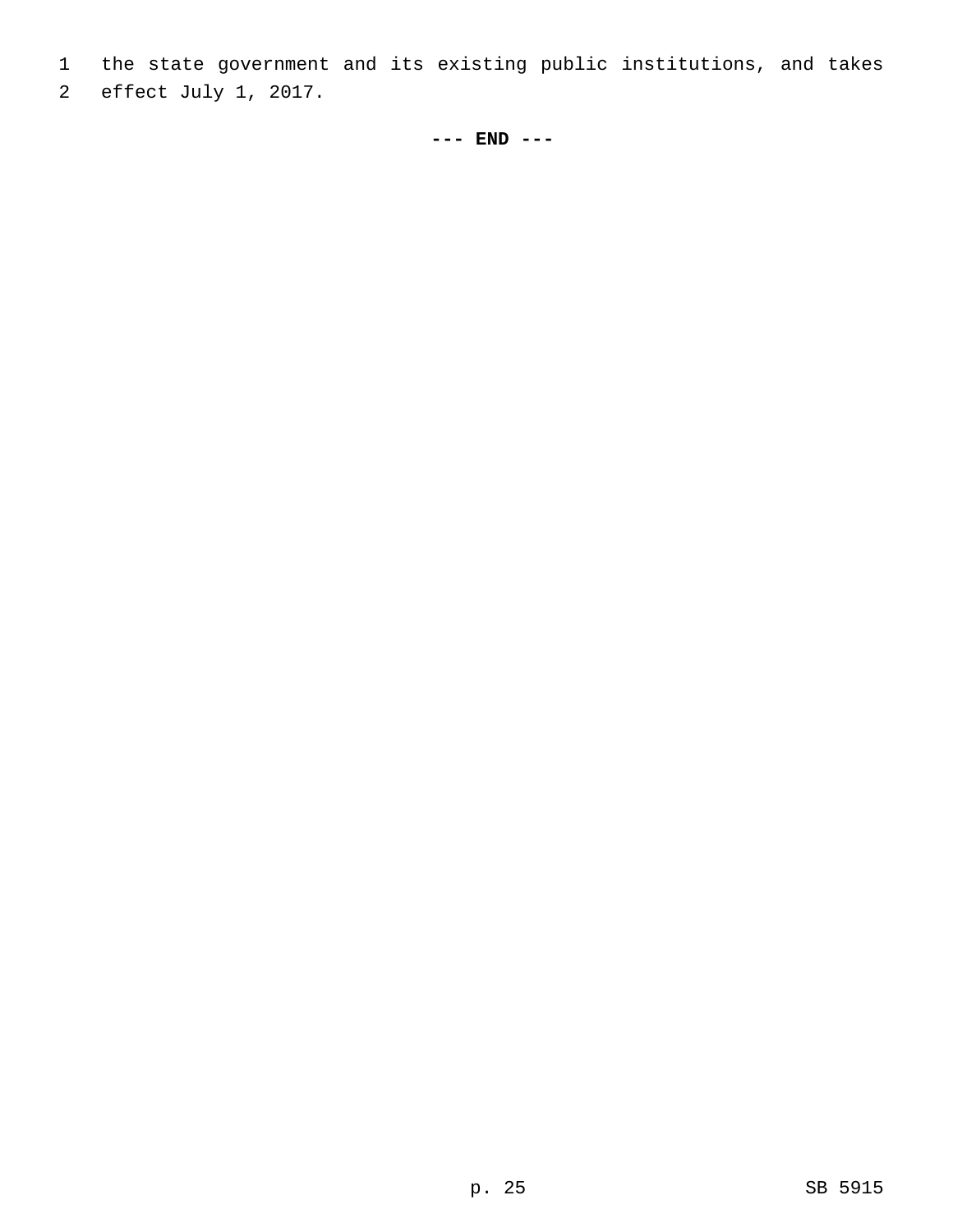the state government and its existing public institutions, and takes effect July 1, 2017.

**--- END ---**